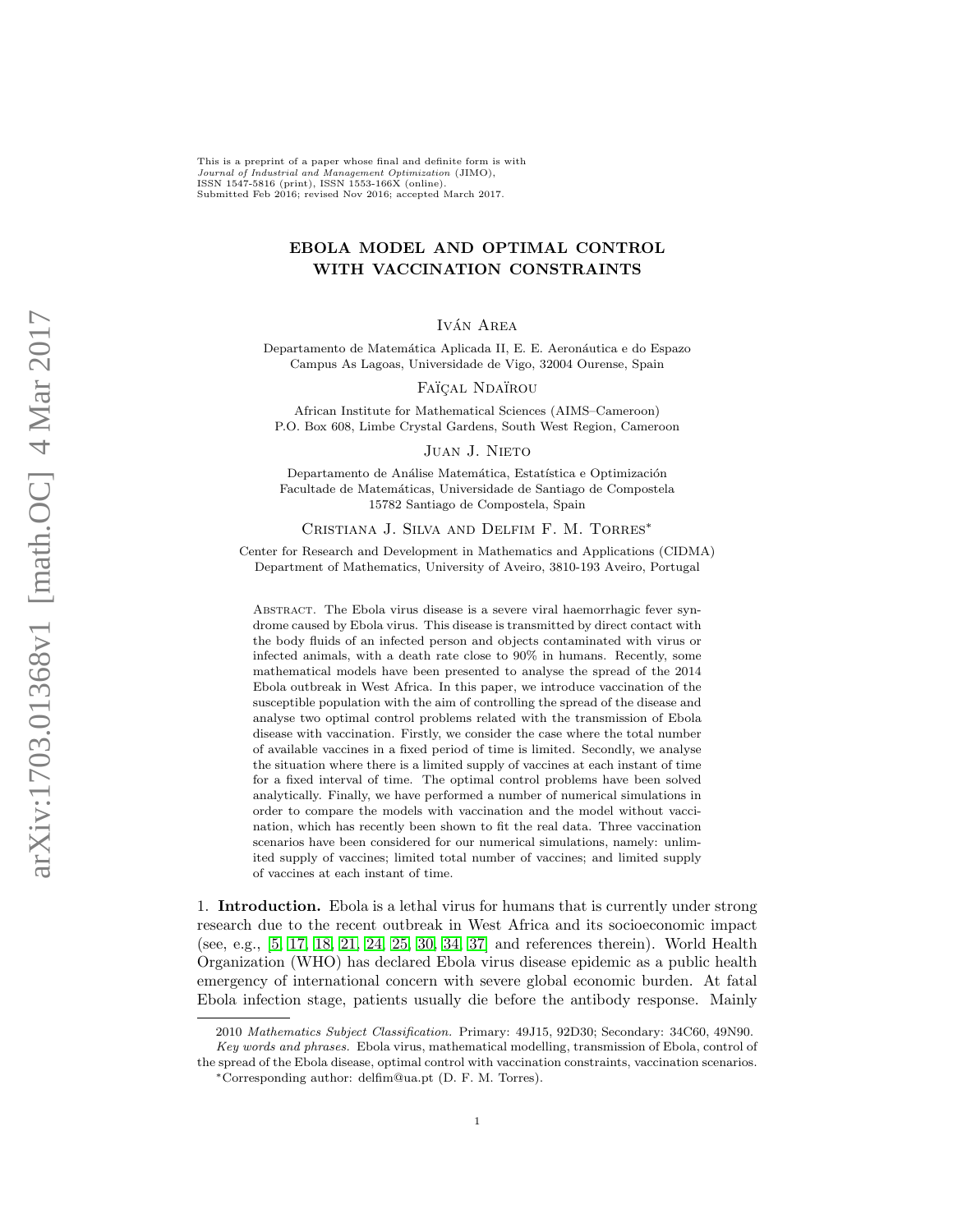This is a preprint of a paper whose final and definite form is with *Journal of Industrial and Management Optimization* (JIMO), ISSN 1547-5816 (print), ISSN 1553-166X (online). Submitted Feb 2016; revised Nov 2016; accepted March 2017.

# EBOLA MODEL AND OPTIMAL CONTROL WITH VACCINATION CONSTRAINTS

Iván Area

Departamento de Matemática Aplicada II, E. E. Aeronáutica e do Espazo
Campus As Lagoas, Universidade de Vigo, 32004 Ourense, Spain

Faïçal Ndaïrou

African Institute for Mathematical Sciences (AIMS–Cameroon)
P.O. Box 608, Limbe Crystal Gardens, South West Region, Cameroon

Juan J. Nieto

Departamento de Análise Matemática, Estatística e Optimización
Facultade de Matemáticas, Universidade de Santiago de Compostela
15782 Santiago de Compostela, Spain

Cristiana J. Silva and Delfim F. M. Torres*

Center for Research and Development in Mathematics and Applications (CIDMA)
Department of Mathematics, University of Aveiro, 3810-193 Aveiro, Portugal

Abstract. The Ebola virus disease is a severe viral haemorrhagic fever syndrome caused by Ebola virus. This disease is transmitted by direct contact with the body fluids of an infected person and objects contaminated with virus or infected animals, with a death rate close to 90% in humans. Recently, some mathematical models have been presented to analyse the spread of the 2014 Ebola outbreak in West Africa. In this paper, we introduce vaccination of the susceptible population with the aim of controlling the spread of the disease and analyse two optimal control problems related with the transmission of Ebola disease with vaccination. Firstly, we consider the case where the total number of available vaccines in a fixed period of time is limited. Secondly, we analyse the situation where there is a limited supply of vaccines at each instant of time for a fixed interval of time. The optimal control problems have been solved analytically. Finally, we have performed a number of numerical simulations in order to compare the models with vaccination and the model without vaccination, which has recently been shown to fit the real data. Three vaccination scenarios have been considered for our numerical simulations, namely: unlimited supply of vaccines; limited total number of vaccines; and limited supply of vaccines at each instant of time.

1. **Introduction.** Ebola is a lethal virus for humans that is currently under strong research due to the recent outbreak in West Africa and its socioeconomic impact (see, e.g., [5, 17, 18, 21, 24, 25, 30, 34, 37] and references therein). World Health Organization (WHO) has declared Ebola virus disease epidemic as a public health emergency of international concern with severe global economic burden. At fatal Ebola infection stage, patients usually die before the antibody response. Mainly

2010 *Mathematics Subject Classification.* Primary: 49J15, 92D30; Secondary: 34C60, 49N90.

*Key words and phrases.* Ebola virus, mathematical modelling, transmission of Ebola, control of the spread of the Ebola disease, optimal control with vaccination constraints, vaccination scenarios.

*Corresponding author: delfim@ua.pt (D. F. M. Torres).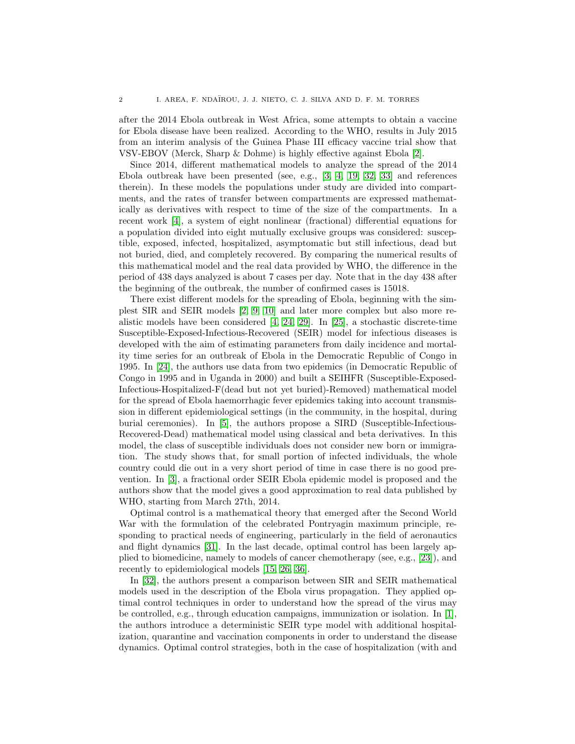after the 2014 Ebola outbreak in West Africa, some attempts to obtain a vaccine for Ebola disease have been realized. According to the WHO, results in July 2015 from an interim analysis of the Guinea Phase III efficacy vaccine trial show that VSV-EBOV (Merck, Sharp & Dohme) is highly effective against Ebola [2].

Since 2014, different mathematical models to analyze the spread of the 2014 Ebola outbreak have been presented (see, e.g., [3, 4, 19, 32, 33] and references therein). In these models the populations under study are divided into compartments, and the rates of transfer between compartments are expressed mathematically as derivatives with respect to time of the size of the compartments. In a recent work [4], a system of eight nonlinear (fractional) differential equations for a population divided into eight mutually exclusive groups was considered: susceptible, exposed, infected, hospitalized, asymptomatic but still infectious, dead but not buried, died, and completely recovered. By comparing the numerical results of this mathematical model and the real data provided by WHO, the difference in the period of 438 days analyzed is about 7 cases per day. Note that in the day 438 after the beginning of the outbreak, the number of confirmed cases is 15018.

There exist different models for the spreading of Ebola, beginning with the simplest SIR and SEIR models [2, 9, 10] and later more complex but also more realistic models have been considered [4, 24, 29]. In [25], a stochastic discrete-time Susceptible-Exposed-Infectious-Recovered (SEIR) model for infectious diseases is developed with the aim of estimating parameters from daily incidence and mortality time series for an outbreak of Ebola in the Democratic Republic of Congo in 1995. In [24], the authors use data from two epidemics (in Democratic Republic of Congo in 1995 and in Uganda in 2000) and built a SEIHFR (Susceptible-Exposed-Infectious-Hospitalized-F(dead but not yet buried)-Removed) mathematical model for the spread of Ebola haemorrhagic fever epidemics taking into account transmission in different epidemiological settings (in the community, in the hospital, during burial ceremonies). In [5], the authors propose a SIRD (Susceptible-Infectious-Recovered-Dead) mathematical model using classical and beta derivatives. In this model, the class of susceptible individuals does not consider new born or immigration. The study shows that, for small portion of infected individuals, the whole country could die out in a very short period of time in case there is no good prevention. In [3], a fractional order SEIR Ebola epidemic model is proposed and the authors show that the model gives a good approximation to real data published by WHO, starting from March 27th, 2014.

Optimal control is a mathematical theory that emerged after the Second World War with the formulation of the celebrated Pontryagin maximum principle, responding to practical needs of engineering, particularly in the field of aeronautics and flight dynamics [31]. In the last decade, optimal control has been largely applied to biomedicine, namely to models of cancer chemotherapy (see, e.g., [23]), and recently to epidemiological models [15, 26, 36].

In [32], the authors present a comparison between SIR and SEIR mathematical models used in the description of the Ebola virus propagation. They applied optimal control techniques in order to understand how the spread of the virus may be controlled, e.g., through education campaigns, immunization or isolation. In [1], the authors introduce a deterministic SEIR type model with additional hospitalization, quarantine and vaccination components in order to understand the disease dynamics. Optimal control strategies, both in the case of hospitalization (with and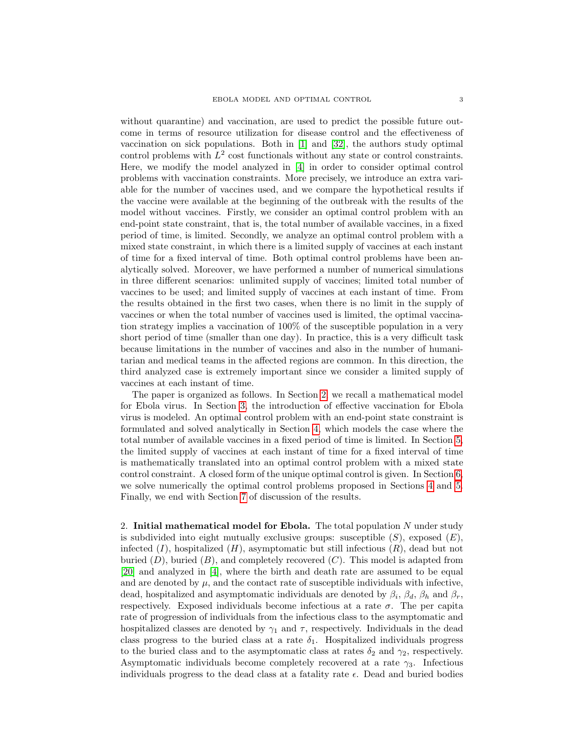without quarantine) and vaccination, are used to predict the possible future outcome in terms of resource utilization for disease control and the effectiveness of vaccination on sick populations. Both in [1] and [32], the authors study optimal control problems with $L^2$ cost functionals without any state or control constraints. Here, we modify the model analyzed in [4] in order to consider optimal control problems with vaccination constraints. More precisely, we introduce an extra variable for the number of vaccines used, and we compare the hypothetical results if the vaccine were available at the beginning of the outbreak with the results of the model without vaccines. Firstly, we consider an optimal control problem with an end-point state constraint, that is, the total number of available vaccines, in a fixed period of time, is limited. Secondly, we analyze an optimal control problem with a mixed state constraint, in which there is a limited supply of vaccines at each instant of time for a fixed interval of time. Both optimal control problems have been analytically solved. Moreover, we have performed a number of numerical simulations in three different scenarios: unlimited supply of vaccines; limited total number of vaccines to be used; and limited supply of vaccines at each instant of time. From the results obtained in the first two cases, when there is no limit in the supply of vaccines or when the total number of vaccines used is limited, the optimal vaccination strategy implies a vaccination of 100% of the susceptible population in a very short period of time (smaller than one day). In practice, this is a very difficult task because limitations in the number of vaccines and also in the number of humanitarian and medical teams in the affected regions are common. In this direction, the third analyzed case is extremely important since we consider a limited supply of vaccines at each instant of time.

The paper is organized as follows. In Section 2, we recall a mathematical model for Ebola virus. In Section 3, the introduction of effective vaccination for Ebola virus is modeled. An optimal control problem with an end-point state constraint is formulated and solved analytically in Section 4, which models the case where the total number of available vaccines in a fixed period of time is limited. In Section 5, the limited supply of vaccines at each instant of time for a fixed interval of time is mathematically translated into an optimal control problem with a mixed state control constraint. A closed form of the unique optimal control is given. In Section 6, we solve numerically the optimal control problems proposed in Sections 4 and 5. Finally, we end with Section 7 of discussion of the results.

## 2. Initial mathematical model for Ebola.

The total population $N$ under study is subdivided into eight mutually exclusive groups: susceptible ($S$), exposed ($E$), infected ($I$), hospitalized ($H$), asymptomatic but still infectious ($R$), dead but not buried ($D$), buried ($B$), and completely recovered ($C$). This model is adapted from [20] and analyzed in [4], where the birth and death rate are assumed to be equal and are denoted by $\mu$, and the contact rate of susceptible individuals with infective, dead, hospitalized and asymptomatic individuals are denoted by $\beta_i$, $\beta_d$, $\beta_h$ and $\beta_r$, respectively. Exposed individuals become infectious at a rate $\sigma$. The per capita rate of progression of individuals from the infectious class to the asymptomatic and hospitalized classes are denoted by $\gamma_1$ and $\tau$, respectively. Individuals in the dead class progress to the buried class at a rate $\delta_1$. Hospitalized individuals progress to the buried class and to the asymptomatic class at rates $\delta_2$ and $\gamma_2$, respectively. Asymptomatic individuals become completely recovered at a rate $\gamma_3$. Infectious individuals progress to the dead class at a fatality rate $\epsilon$. Dead and buried bodies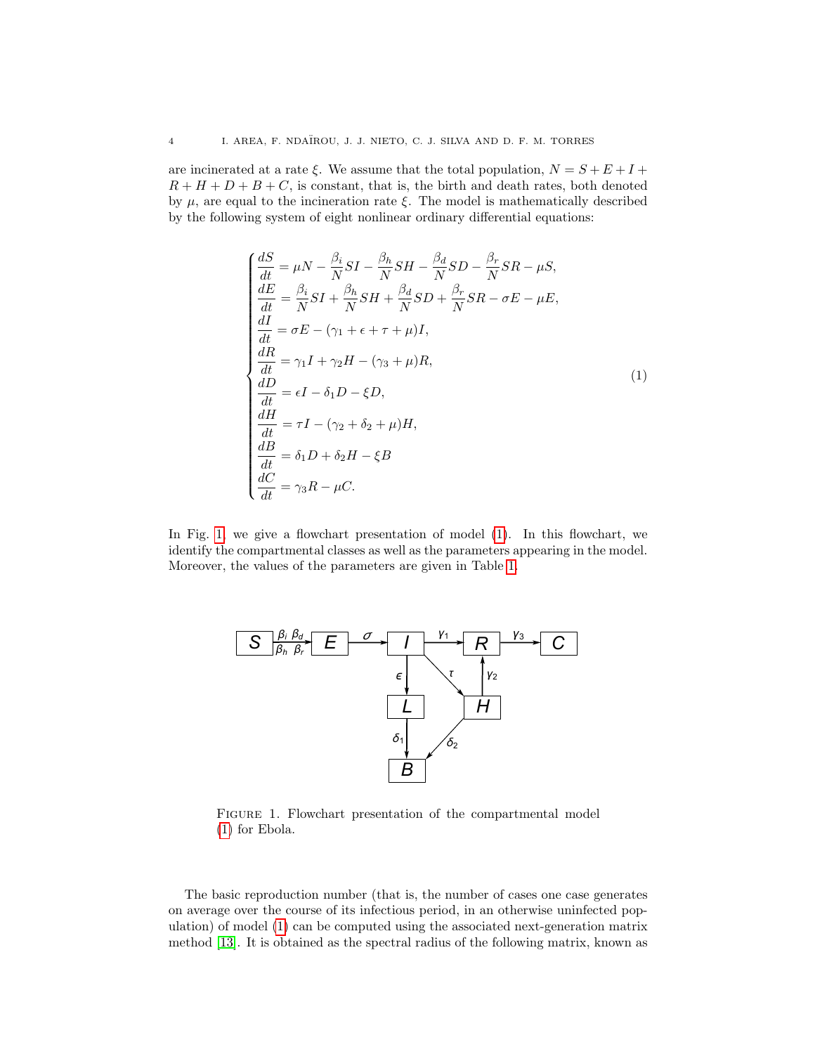are incinerated at a rate $\xi$. We assume that the total population, $N = S + E + I + R + H + D + B + C$, is constant, that is, the birth and death rates, both denoted by $\mu$, are equal to the incineration rate $\xi$. The model is mathematically described by the following system of eight nonlinear ordinary differential equations:

$$
\begin{cases}
\dfrac{dS}{dt} = \mu N - \dfrac{\beta_i}{N} SI - \dfrac{\beta_h}{N} SH - \dfrac{\beta_d}{N} SD - \dfrac{\beta_r}{N} SR - \mu S, \\
\dfrac{dE}{dt} = \dfrac{\beta_i}{N} SI + \dfrac{\beta_h}{N} SH + \dfrac{\beta_d}{N} SD + \dfrac{\beta_r}{N} SR - \sigma E - \mu E, \\
\dfrac{dI}{dt} = \sigma E - (\gamma_1 + \epsilon + \tau + \mu) I, \\
\dfrac{dR}{dt} = \gamma_1 I + \gamma_2 H - (\gamma_3 + \mu) R, \\
\dfrac{dD}{dt} = \epsilon I - \delta_1 D - \xi D, \\
\dfrac{dH}{dt} = \tau I - (\gamma_2 + \delta_2 + \mu) H, \\
\dfrac{dB}{dt} = \delta_1 D + \delta_2 H - \xi B \\
\dfrac{dC}{dt} = \gamma_3 R - \mu C.
\end{cases}
\tag{1}
$$

In Fig. 1 we give a flowchart presentation of model (1). In this flowchart, we identify the compartmental classes as well as the parameters appearing in the model. Moreover, the values of the parameters are given in Table 1.

FIGURE 1. Flowchart presentation of the compartmental model (1) for Ebola.

The basic reproduction number (that is, the number of cases one case generates on average over the course of its infectious period, in an otherwise uninfected population) of model (1) can be computed using the associated next-generation matrix method [13]. It is obtained as the spectral radius of the following matrix, known as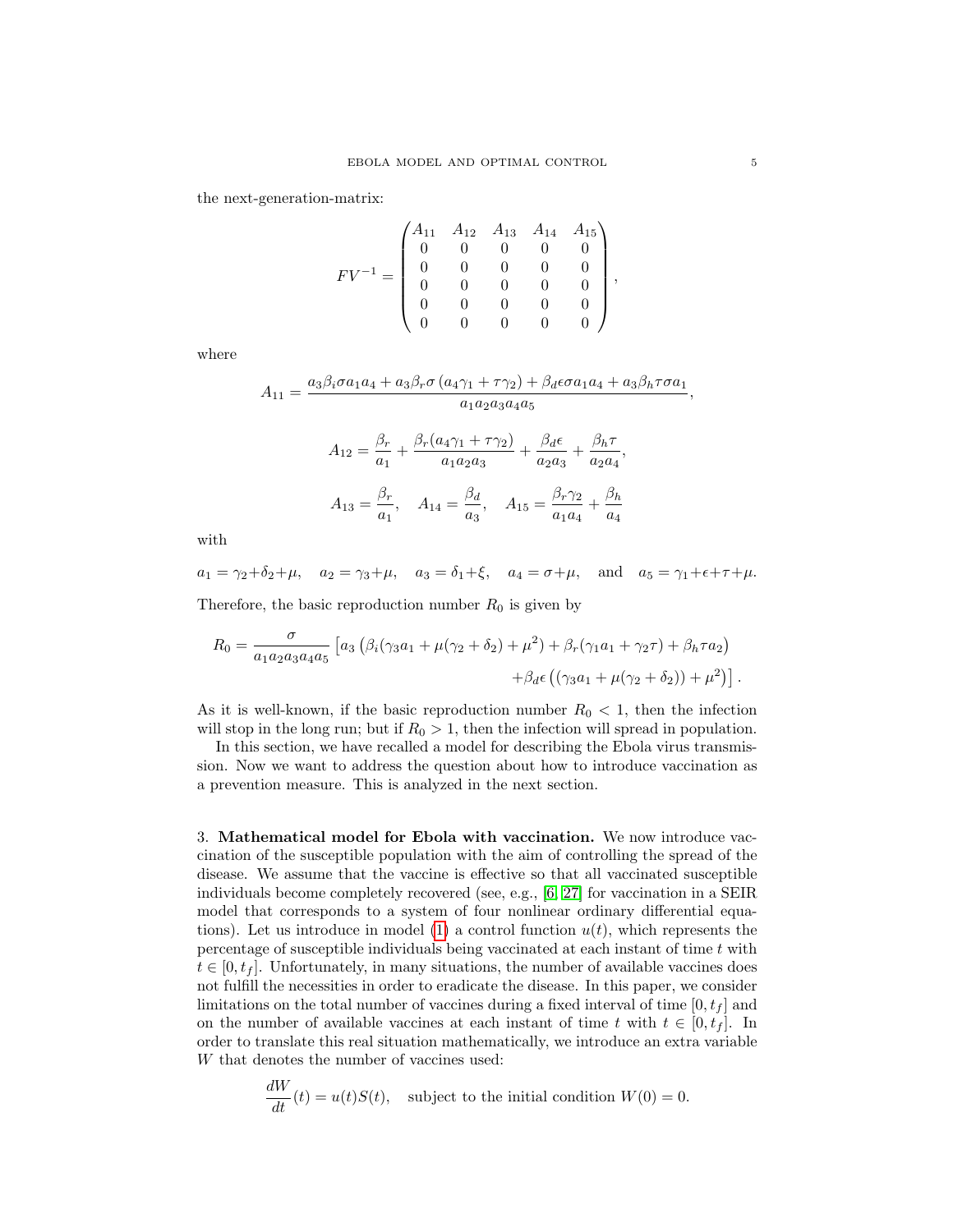the next-generation-matrix:

$$
FV^{-1} = \begin{pmatrix}
A_{11} & A_{12} & A_{13} & A_{14} & A_{15} \\
0 & 0 & 0 & 0 & 0 \\
0 & 0 & 0 & 0 & 0 \\
0 & 0 & 0 & 0 & 0 \\
0 & 0 & 0 & 0 & 0 \\
0 & 0 & 0 & 0 & 0
\end{pmatrix},
$$

where

$$
A_{11} = \frac{a_3 \beta_i \sigma a_1 a_4 + a_3 \beta_r \sigma \left(a_4 \gamma_1 + \tau \gamma_2\right) + \beta_d \epsilon \sigma a_1 a_4 + a_3 \beta_h \tau \sigma a_1}{a_1 a_2 a_3 a_4 a_5},
$$

$$
A_{12} = \frac{\beta_r}{a_1} + \frac{\beta_r (a_4 \gamma_1 + \tau \gamma_2)}{a_1 a_2 a_3} + \frac{\beta_d \epsilon}{a_2 a_3} + \frac{\beta_h \tau}{a_2 a_4},
$$

$$
A_{13} = \frac{\beta_r}{a_1}, \quad A_{14} = \frac{\beta_d}{a_3}, \quad A_{15} = \frac{\beta_r \gamma_2}{a_1 a_4} + \frac{\beta_h}{a_4}
$$

with

$$
a_1 = \gamma_2 + \delta_2 + \mu, \quad a_2 = \gamma_3 + \mu, \quad a_3 = \delta_1 + \xi, \quad a_4 = \sigma + \mu, \quad \text{and} \quad a_5 = \gamma_1 + \epsilon + \tau + \mu.
$$

Therefore, the basic reproduction number $R_0$ is given by

$$
\begin{aligned}
R_0 = \frac{\sigma}{a_1 a_2 a_3 a_4 a_5} \big[ & a_3 \left( \beta_i (\gamma_3 a_1 + \mu(\gamma_2 + \delta_2) + \mu^2) + \beta_r (\gamma_1 a_1 + \gamma_2 \tau) + \beta_h \tau a_2 \right) \\
& + \beta_d \epsilon \left( (\gamma_3 a_1 + \mu(\gamma_2 + \delta_2)) + \mu^2 \right) \big].
\end{aligned}
$$

As it is well-known, if the basic reproduction number $R_0 < 1$, then the infection will stop in the long run; but if $R_0 > 1$, then the infection will spread in population.

In this section, we have recalled a model for describing the Ebola virus transmission. Now we want to address the question about how to introduce vaccination as a prevention measure. This is analyzed in the next section.

3. **Mathematical model for Ebola with vaccination.** We now introduce vaccination of the susceptible population with the aim of controlling the spread of the disease. We assume that the vaccine is effective so that all vaccinated susceptible individuals become completely recovered (see, e.g., [6, 27] for vaccination in a SEIR model that corresponds to a system of four nonlinear ordinary differential equations). Let us introduce in model (1) a control function $u(t)$, which represents the percentage of susceptible individuals being vaccinated at each instant of time $t$ with $t \in [0, t_f]$. Unfortunately, in many situations, the number of available vaccines does not fulfill the necessities in order to eradicate the disease. In this paper, we consider limitations on the total number of vaccines during a fixed interval of time $[0, t_f]$ and on the number of available vaccines at each instant of time $t$ with $t \in [0, t_f]$. In order to translate this real situation mathematically, we introduce an extra variable $W$ that denotes the number of vaccines used:

$$
\frac{dW}{dt}(t) = u(t)S(t), \quad \text{subject to the initial condition } W(0) = 0.
$$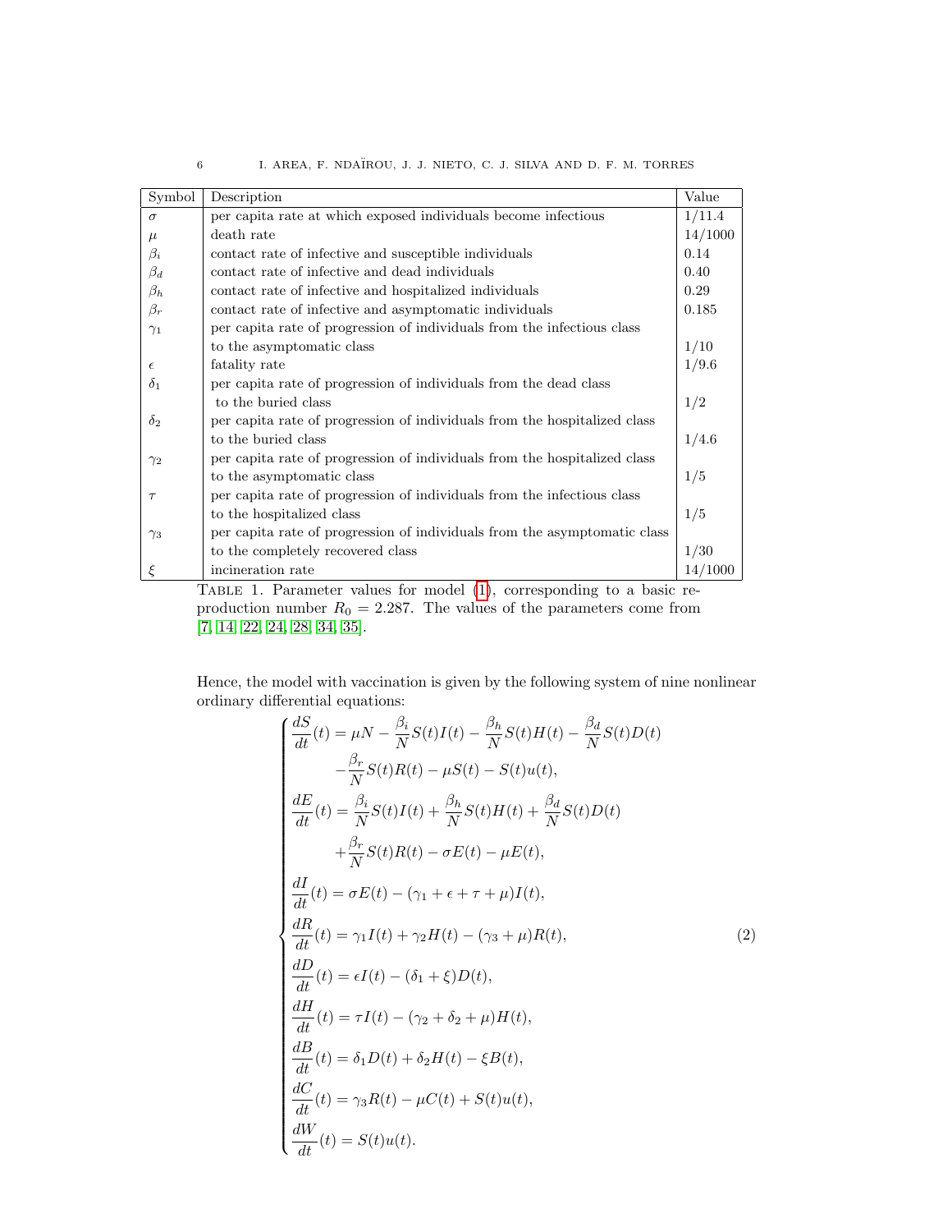| Symbol | Description | Value |
|---|---|---|
| $\sigma$ | per capita rate at which exposed individuals become infectious | 1/11.4 |
| $\mu$ | death rate | 14/1000 |
| $\beta_i$ | contact rate of infective and susceptible individuals | 0.14 |
| $\beta_d$ | contact rate of infective and dead individuals | 0.40 |
| $\beta_h$ | contact rate of infective and hospitalized individuals | 0.29 |
| $\beta_r$ | contact rate of infective and asymptomatic individuals | 0.185 |
| $\gamma_1$ | per capita rate of progression of individuals from the infectious class to the asymptomatic class | 1/10 |
| $\epsilon$ | fatality rate | 1/9.6 |
| $\delta_1$ | per capita rate of progression of individuals from the dead class to the buried class | 1/2 |
| $\delta_2$ | per capita rate of progression of individuals from the hospitalized class to the buried class | 1/4.6 |
| $\gamma_2$ | per capita rate of progression of individuals from the hospitalized class to the asymptomatic class | 1/5 |
| $\tau$ | per capita rate of progression of individuals from the infectious class to the hospitalized class | 1/5 |
| $\gamma_3$ | per capita rate of progression of individuals from the asymptomatic class to the completely recovered class | 1/30 |
| $\xi$ | incineration rate | 14/1000 |

Table 1. Parameter values for model (1), corresponding to a basic reproduction number $R_0 = 2.287$. The values of the parameters come from [7, 14, 22, 24, 28, 34, 35].

Hence, the model with vaccination is given by the following system of nine nonlinear ordinary differential equations:

$$
\begin{cases}
\dfrac{dS}{dt}(t) = \mu N - \dfrac{\beta_i}{N} S(t) I(t) - \dfrac{\beta_h}{N} S(t) H(t) - \dfrac{\beta_d}{N} S(t) D(t) \\
\qquad\quad - \dfrac{\beta_r}{N} S(t) R(t) - \mu S(t) - S(t) u(t), \\
\dfrac{dE}{dt}(t) = \dfrac{\beta_i}{N} S(t) I(t) + \dfrac{\beta_h}{N} S(t) H(t) + \dfrac{\beta_d}{N} S(t) D(t) \\
\qquad\quad + \dfrac{\beta_r}{N} S(t) R(t) - \sigma E(t) - \mu E(t), \\
\dfrac{dI}{dt}(t) = \sigma E(t) - (\gamma_1 + \epsilon + \tau + \mu) I(t), \\
\dfrac{dR}{dt}(t) = \gamma_1 I(t) + \gamma_2 H(t) - (\gamma_3 + \mu) R(t), \\
\dfrac{dD}{dt}(t) = \epsilon I(t) - (\delta_1 + \xi) D(t), \\
\dfrac{dH}{dt}(t) = \tau I(t) - (\gamma_2 + \delta_2 + \mu) H(t), \\
\dfrac{dB}{dt}(t) = \delta_1 D(t) + \delta_2 H(t) - \xi B(t), \\
\dfrac{dC}{dt}(t) = \gamma_3 R(t) - \mu C(t) + S(t) u(t), \\
\dfrac{dW}{dt}(t) = S(t) u(t).
\end{cases}
\tag{2}
$$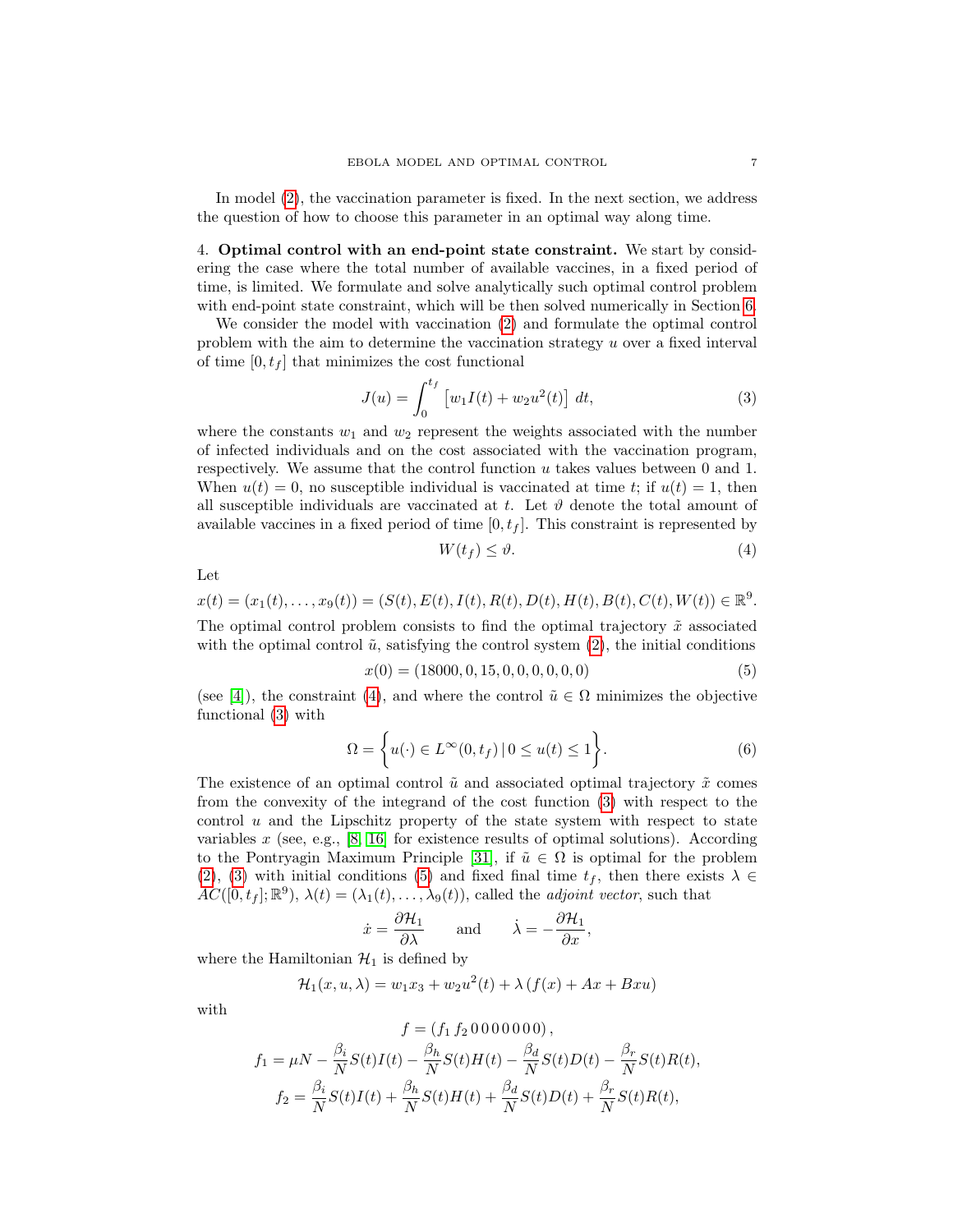In model (2), the vaccination parameter is fixed. In the next section, we address the question of how to choose this parameter in an optimal way along time.

## 4. Optimal control with an end-point state constraint.

We start by considering the case where the total number of available vaccines, in a fixed period of time, is limited. We formulate and solve analytically such optimal control problem with end-point state constraint, which will be then solved numerically in Section 6.

We consider the model with vaccination (2) and formulate the optimal control problem with the aim to determine the vaccination strategy $u$ over a fixed interval of time $[0, t_f]$ that minimizes the cost functional

$$J(u) = \int_0^{t_f} \left[ w_1 I(t) + w_2 u^2(t) \right] \, dt, \tag{3}$$

where the constants $w_1$ and $w_2$ represent the weights associated with the number of infected individuals and on the cost associated with the vaccination program, respectively. We assume that the control function $u$ takes values between 0 and 1. When $u(t) = 0$, no susceptible individual is vaccinated at time $t$; if $u(t) = 1$, then all susceptible individuals are vaccinated at $t$. Let $\vartheta$ denote the total amount of available vaccines in a fixed period of time $[0, t_f]$. This constraint is represented by

$$W(t_f) \leq \vartheta. \tag{4}$$

Let

$$x(t) = (x_1(t), \ldots, x_9(t)) = (S(t), E(t), I(t), R(t), D(t), H(t), B(t), C(t), W(t)) \in \mathbb{R}^9.$$

The optimal control problem consists to find the optimal trajectory $\tilde{x}$ associated with the optimal control $\tilde{u}$, satisfying the control system (2), the initial conditions

$$x(0) = (18000, 0, 15, 0, 0, 0, 0, 0, 0) \tag{5}$$

(see [4]), the constraint (4), and where the control $\tilde{u} \in \Omega$ minimizes the objective functional (3) with

$$\Omega = \left\{ u(\cdot) \in L^\infty(0, t_f) \,|\, 0 \leq u(t) \leq 1 \right\}. \tag{6}$$

The existence of an optimal control $\tilde{u}$ and associated optimal trajectory $\tilde{x}$ comes from the convexity of the integrand of the cost function (3) with respect to the control $u$ and the Lipschitz property of the state system with respect to state variables $x$ (see, e.g., [8, 16] for existence results of optimal solutions). According to the Pontryagin Maximum Principle [31], if $\tilde{u} \in \Omega$ is optimal for the problem (2), (3) with initial conditions (5) and fixed final time $t_f$, then there exists $\lambda \in AC([0, t_f]; \mathbb{R}^9)$, $\lambda(t) = (\lambda_1(t), \ldots, \lambda_9(t))$, called the *adjoint vector*, such that

$$\dot{x} = \frac{\partial \mathcal{H}_1}{\partial \lambda} \qquad \text{and} \qquad \dot{\lambda} = -\frac{\partial \mathcal{H}_1}{\partial x},$$

where the Hamiltonian $\mathcal{H}_1$ is defined by

$$\mathcal{H}_1(x, u, \lambda) = w_1 x_3 + w_2 u^2(t) + \lambda \left( f(x) + Ax + Bxu \right)$$

with

$$f = (f_1 \, f_2 \, 0 \, 0 \, 0 \, 0 \, 0 \, 0 \, 0),$$

$$f_1 = \mu N - \frac{\beta_i}{N} S(t) I(t) - \frac{\beta_h}{N} S(t) H(t) - \frac{\beta_d}{N} S(t) D(t) - \frac{\beta_r}{N} S(t) R(t),$$

$$f_2 = \frac{\beta_i}{N} S(t) I(t) + \frac{\beta_h}{N} S(t) H(t) + \frac{\beta_d}{N} S(t) D(t) + \frac{\beta_r}{N} S(t) R(t),$$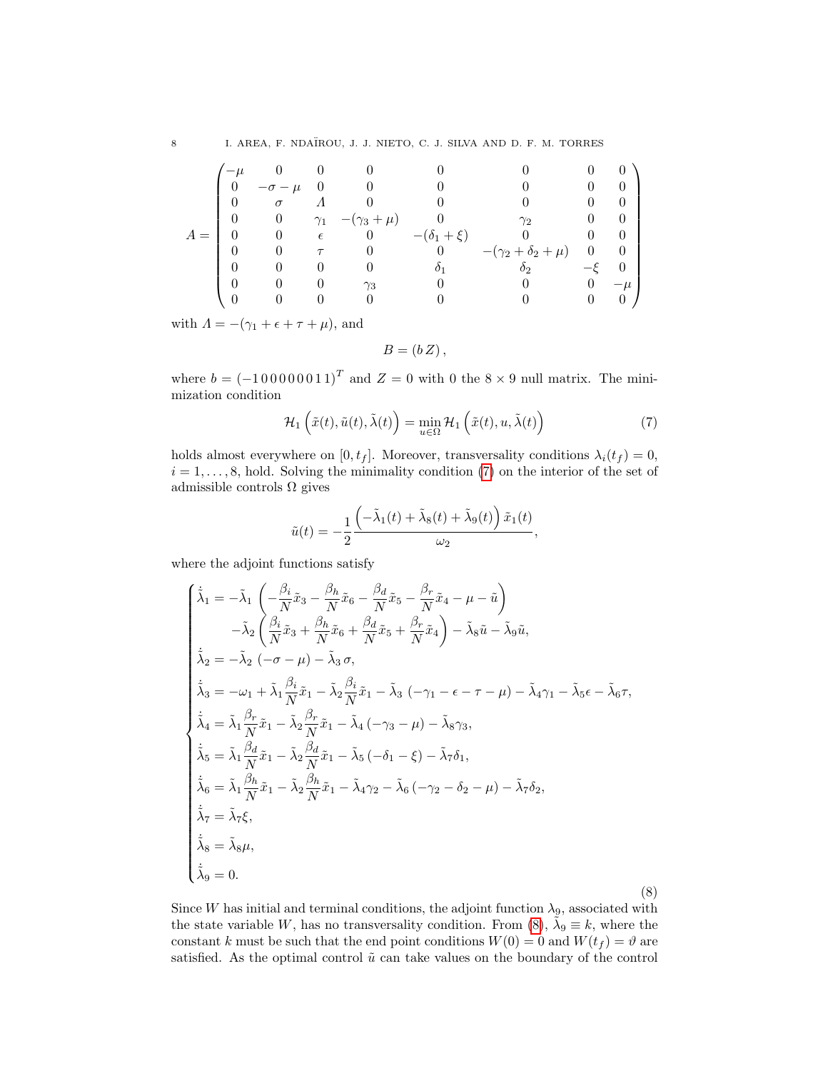$$
A = \begin{pmatrix}
-\mu & 0 & 0 & 0 & 0 & 0 & 0 & 0 \\
0 & -\sigma-\mu & 0 & 0 & 0 & 0 & 0 & 0 \\
0 & \sigma & \varLambda & 0 & 0 & 0 & 0 & 0 \\
0 & 0 & \gamma_1 & -(\gamma_3+\mu) & 0 & \gamma_2 & 0 & 0 \\
0 & 0 & \epsilon & 0 & -(\delta_1+\xi) & 0 & 0 & 0 \\
0 & 0 & \tau & 0 & 0 & -(\gamma_2+\delta_2+\mu) & 0 & 0 \\
0 & 0 & 0 & 0 & \delta_1 & \delta_2 & -\xi & 0 \\
0 & 0 & 0 & \gamma_3 & 0 & 0 & 0 & -\mu \\
0 & 0 & 0 & 0 & 0 & 0 & 0 & 0
\end{pmatrix}
$$

with $\varLambda = -(\gamma_1 + \epsilon + \tau + \mu)$, and

$$
B = (b\, Z)\,,
$$

where $b = (-1\,0\,0\,0\,0\,0\,0\,1\,1)^T$ and $Z = 0$ with 0 the $8 \times 9$ null matrix. The minimization condition

$$
\mathcal{H}_1\left(\tilde{x}(t), \tilde{u}(t), \tilde{\lambda}(t)\right) = \min_{u \in \Omega} \mathcal{H}_1\left(\tilde{x}(t), u, \tilde{\lambda}(t)\right) \tag{7}
$$

holds almost everywhere on $[0, t_f]$. Moreover, transversality conditions $\lambda_i(t_f) = 0$, $i = 1, \ldots, 8$, hold. Solving the minimality condition (7) on the interior of the set of admissible controls $\Omega$ gives

$$
\tilde{u}(t) = -\frac{1}{2} \frac{\left(-\tilde{\lambda}_1(t) + \tilde{\lambda}_8(t) + \tilde{\lambda}_9(t)\right) \tilde{x}_1(t)}{\omega_2},
$$

where the adjoint functions satisfy

$$
\begin{cases}
\dot{\tilde{\lambda}}_1 = -\tilde{\lambda}_1 \left( -\dfrac{\beta_i}{N}\tilde{x}_3 - \dfrac{\beta_h}{N}\tilde{x}_6 - \dfrac{\beta_d}{N}\tilde{x}_5 - \dfrac{\beta_r}{N}\tilde{x}_4 - \mu - \tilde{u} \right) \\
\qquad\quad - \tilde{\lambda}_2 \left( \dfrac{\beta_i}{N}\tilde{x}_3 + \dfrac{\beta_h}{N}\tilde{x}_6 + \dfrac{\beta_d}{N}\tilde{x}_5 + \dfrac{\beta_r}{N}\tilde{x}_4 \right) - \tilde{\lambda}_8 \tilde{u} - \tilde{\lambda}_9 \tilde{u}, \\
\dot{\tilde{\lambda}}_2 = -\tilde{\lambda}_2 \left(-\sigma - \mu\right) - \tilde{\lambda}_3\, \sigma, \\
\dot{\tilde{\lambda}}_3 = -\omega_1 + \tilde{\lambda}_1 \dfrac{\beta_i}{N}\tilde{x}_1 - \tilde{\lambda}_2 \dfrac{\beta_i}{N}\tilde{x}_1 - \tilde{\lambda}_3 \left(-\gamma_1 - \epsilon - \tau - \mu\right) - \tilde{\lambda}_4 \gamma_1 - \tilde{\lambda}_5 \epsilon - \tilde{\lambda}_6 \tau, \\
\dot{\tilde{\lambda}}_4 = \tilde{\lambda}_1 \dfrac{\beta_r}{N}\tilde{x}_1 - \tilde{\lambda}_2 \dfrac{\beta_r}{N}\tilde{x}_1 - \tilde{\lambda}_4 \left(-\gamma_3 - \mu\right) - \tilde{\lambda}_8 \gamma_3, \\
\dot{\tilde{\lambda}}_5 = \tilde{\lambda}_1 \dfrac{\beta_d}{N}\tilde{x}_1 - \tilde{\lambda}_2 \dfrac{\beta_d}{N}\tilde{x}_1 - \tilde{\lambda}_5 \left(-\delta_1 - \xi\right) - \tilde{\lambda}_7 \delta_1, \\
\dot{\tilde{\lambda}}_6 = \tilde{\lambda}_1 \dfrac{\beta_h}{N}\tilde{x}_1 - \tilde{\lambda}_2 \dfrac{\beta_h}{N}\tilde{x}_1 - \tilde{\lambda}_4 \gamma_2 - \tilde{\lambda}_6 \left(-\gamma_2 - \delta_2 - \mu\right) - \tilde{\lambda}_7 \delta_2, \\
\dot{\tilde{\lambda}}_7 = \tilde{\lambda}_7 \xi, \\
\dot{\tilde{\lambda}}_8 = \tilde{\lambda}_8 \mu, \\
\dot{\tilde{\lambda}}_9 = 0.
\end{cases} \tag{8}
$$

Since $W$ has initial and terminal conditions, the adjoint function $\lambda_9$, associated with the state variable $W$, has no transversality condition. From (8), $\tilde{\lambda}_9 \equiv k$, where the constant $k$ must be such that the end point conditions $W(0) = 0$ and $W(t_f) = \vartheta$ are satisfied. As the optimal control $\tilde{u}$ can take values on the boundary of the control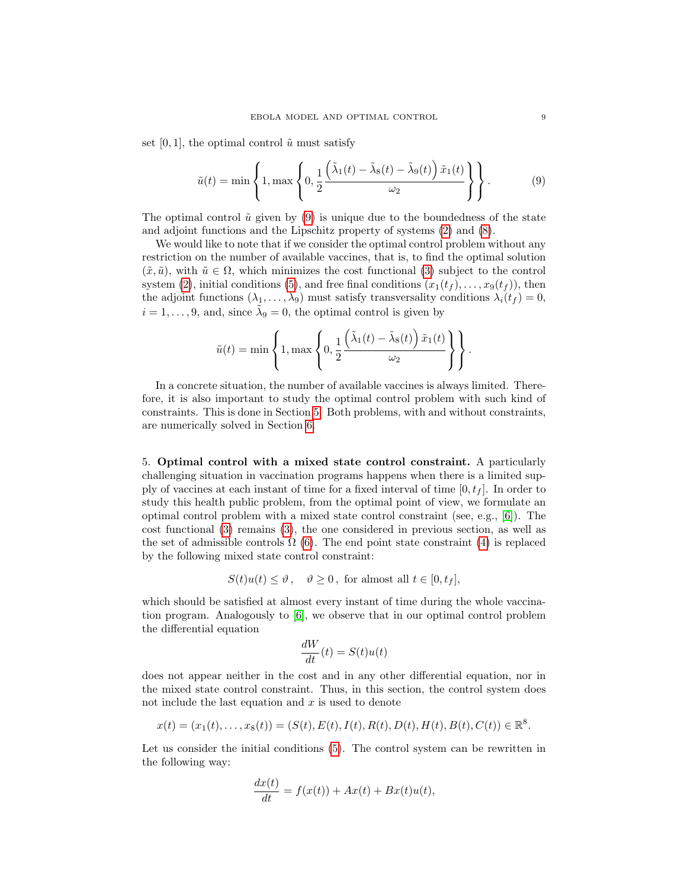set $[0,1]$, the optimal control $\tilde{u}$ must satisfy

$$\tilde{u}(t) = \min\left\{1, \max\left\{0, \frac{1}{2}\frac{\left(\tilde{\lambda}_1(t) - \tilde{\lambda}_8(t) - \tilde{\lambda}_9(t)\right)\tilde{x}_1(t)}{\omega_2}\right\}\right\}. \tag{9}$$

The optimal control $\tilde{u}$ given by (9) is unique due to the boundedness of the state and adjoint functions and the Lipschitz property of systems (2) and (8).

We would like to note that if we consider the optimal control problem without any restriction on the number of available vaccines, that is, to find the optimal solution $(\tilde{x}, \tilde{u})$, with $\tilde{u} \in \Omega$, which minimizes the cost functional (3) subject to the control system (2), initial conditions (5), and free final conditions $(x_1(t_f), \ldots, x_9(t_f))$, then the adjoint functions $(\lambda_1, \ldots, \lambda_9)$ must satisfy transversality conditions $\lambda_i(t_f) = 0$, $i = 1, \ldots, 9$, and, since $\tilde{\lambda}_9 = 0$, the optimal control is given by

$$\tilde{u}(t) = \min\left\{1, \max\left\{0, \frac{1}{2}\frac{\left(\tilde{\lambda}_1(t) - \tilde{\lambda}_8(t)\right)\tilde{x}_1(t)}{\omega_2}\right\}\right\}.$$

In a concrete situation, the number of available vaccines is always limited. Therefore, it is also important to study the optimal control problem with such kind of constraints. This is done in Section 5. Both problems, with and without constraints, are numerically solved in Section 6.

## 5. Optimal control with a mixed state control constraint.

A particularly challenging situation in vaccination programs happens when there is a limited supply of vaccines at each instant of time for a fixed interval of time $[0, t_f]$. In order to study this health public problem, from the optimal point of view, we formulate an optimal control problem with a mixed state control constraint (see, e.g., [6]). The cost functional (3) remains (3), the one considered in previous section, as well as the set of admissible controls $\Omega$ (6). The end point state constraint (4) is replaced by the following mixed state control constraint:

$$S(t)u(t) \leq \vartheta\,, \quad \vartheta \geq 0\,, \text{ for almost all } t \in [0, t_f],$$

which should be satisfied at almost every instant of time during the whole vaccination program. Analogously to [6], we observe that in our optimal control problem the differential equation

$$\frac{dW}{dt}(t) = S(t)u(t)$$

does not appear neither in the cost and in any other differential equation, nor in the mixed state control constraint. Thus, in this section, the control system does not include the last equation and $x$ is used to denote

$$x(t) = (x_1(t), \ldots, x_8(t)) = (S(t), E(t), I(t), R(t), D(t), H(t), B(t), C(t)) \in \mathbb{R}^8.$$

Let us consider the initial conditions (5). The control system can be rewritten in the following way:

$$\frac{dx(t)}{dt} = f(x(t)) + Ax(t) + Bx(t)u(t),$$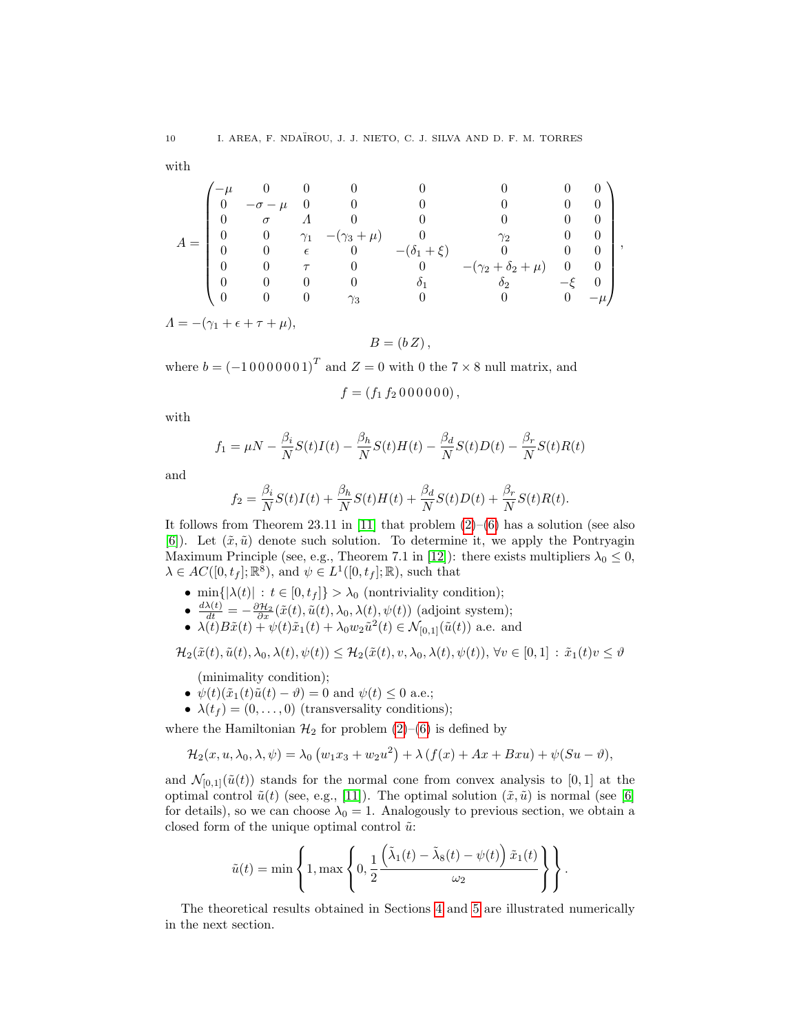with

$$
A = \begin{pmatrix}
-\mu & 0 & 0 & 0 & 0 & 0 & 0 & 0 \\
0 & -\sigma-\mu & 0 & 0 & 0 & 0 & 0 & 0 \\
0 & \sigma & \varLambda & 0 & 0 & 0 & 0 & 0 \\
0 & 0 & \gamma_1 & -(\gamma_3+\mu) & 0 & \gamma_2 & 0 & 0 \\
0 & 0 & \epsilon & 0 & -(\delta_1+\xi) & 0 & 0 & 0 \\
0 & 0 & \tau & 0 & 0 & -(\gamma_2+\delta_2+\mu) & 0 & 0 \\
0 & 0 & 0 & 0 & \delta_1 & \delta_2 & -\xi & 0 \\
0 & 0 & 0 & \gamma_3 & 0 & 0 & 0 & -\mu
\end{pmatrix},
$$

$\varLambda = -(\gamma_1 + \epsilon + \tau + \mu)$,

$$
B = (b\, Z),
$$

where $b = (-1\,0\,0\,0\,0\,0\,0\,1)^T$ and $Z = 0$ with $0$ the $7 \times 8$ null matrix, and

$$
f = (f_1\, f_2\, 0\,0\,0\,0\,0\,0),
$$

with

$$
f_1 = \mu N - \frac{\beta_i}{N} S(t) I(t) - \frac{\beta_h}{N} S(t) H(t) - \frac{\beta_d}{N} S(t) D(t) - \frac{\beta_r}{N} S(t) R(t)
$$

and

$$
f_2 = \frac{\beta_i}{N} S(t) I(t) + \frac{\beta_h}{N} S(t) H(t) + \frac{\beta_d}{N} S(t) D(t) + \frac{\beta_r}{N} S(t) R(t).
$$

It follows from Theorem 23.11 in [11] that problem (2)–(6) has a solution (see also [6]). Let $(\tilde{x}, \tilde{u})$ denote such solution. To determine it, we apply the Pontryagin Maximum Principle (see, e.g., Theorem 7.1 in [12]): there exists multipliers $\lambda_0 \leq 0$, $\lambda \in AC([0, t_f]; \mathbb{R}^8)$, and $\psi \in L^1([0, t_f]; \mathbb{R})$, such that

- $\min\{|\lambda(t)| : t \in [0, t_f]\} > \lambda_0$ (nontriviality condition);
- $\frac{d\lambda(t)}{dt} = -\frac{\partial \mathcal{H}_2}{\partial x}(\tilde{x}(t), \tilde{u}(t), \lambda_0, \lambda(t), \psi(t))$ (adjoint system);
- $\lambda(t) B \tilde{x}(t) + \psi(t)\tilde{x}_1(t) + \lambda_0 w_2 \tilde{u}^2(t) \in \mathcal{N}_{[0,1]}(\tilde{u}(t))$ a.e. and

$$
\mathcal{H}_2(\tilde{x}(t), \tilde{u}(t), \lambda_0, \lambda(t), \psi(t)) \leq \mathcal{H}_2(\tilde{x}(t), v, \lambda_0, \lambda(t), \psi(t)), \ \forall v \in [0,1] : \tilde{x}_1(t) v \leq \vartheta
$$

  (minimality condition);
- $\psi(t)(\tilde{x}_1(t)\tilde{u}(t) - \vartheta) = 0$ and $\psi(t) \leq 0$ a.e.;
- $\lambda(t_f) = (0, \ldots, 0)$ (transversality conditions);

where the Hamiltonian $\mathcal{H}_2$ for problem (2)–(6) is defined by

$$
\mathcal{H}_2(x, u, \lambda_0, \lambda, \psi) = \lambda_0 \left( w_1 x_3 + w_2 u^2 \right) + \lambda \left( f(x) + Ax + Bxu \right) + \psi(Su - \vartheta),
$$

and $\mathcal{N}_{[0,1]}(\tilde{u}(t))$ stands for the normal cone from convex analysis to $[0,1]$ at the optimal control $\tilde{u}(t)$ (see, e.g., [11]). The optimal solution $(\tilde{x}, \tilde{u})$ is normal (see [6] for details), so we can choose $\lambda_0 = 1$. Analogously to previous section, we obtain a closed form of the unique optimal control $\tilde{u}$:

$$
\tilde{u}(t) = \min\left\{ 1, \max\left\{ 0, \frac{1}{2} \frac{\left( \tilde{\lambda}_1(t) - \tilde{\lambda}_8(t) - \psi(t) \right) \tilde{x}_1(t)}{\omega_2} \right\} \right\}.
$$

The theoretical results obtained in Sections 4 and 5 are illustrated numerically in the next section.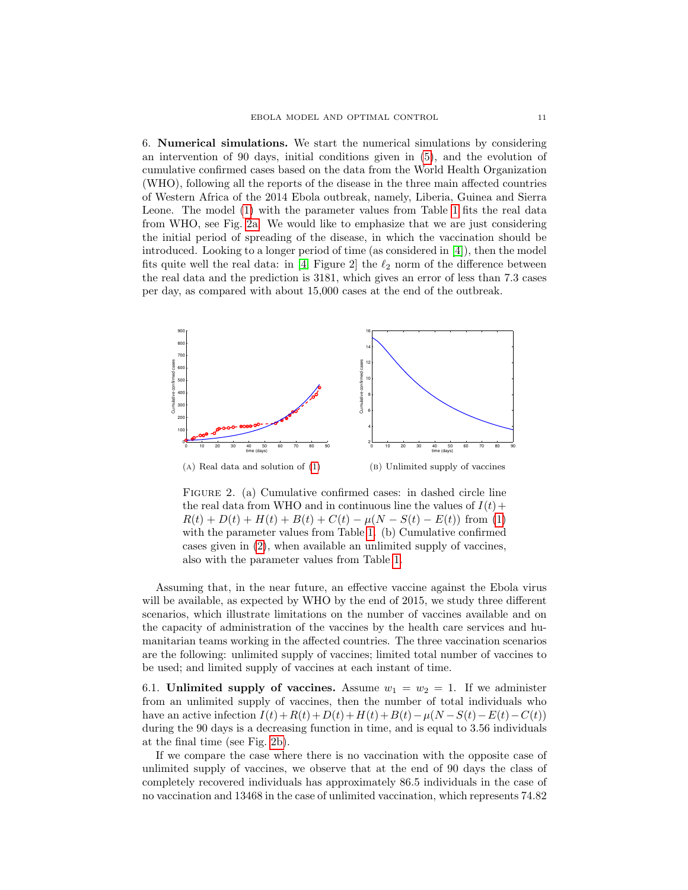6. **Numerical simulations.** We start the numerical simulations by considering an intervention of 90 days, initial conditions given in (5), and the evolution of cumulative confirmed cases based on the data from the World Health Organization (WHO), following all the reports of the disease in the three main affected countries of Western Africa of the 2014 Ebola outbreak, namely, Liberia, Guinea and Sierra Leone. The model (1) with the parameter values from Table 1 fits the real data from WHO, see Fig. 2a. We would like to emphasize that we are just considering the initial period of spreading of the disease, in which the vaccination should be introduced. Looking to a longer period of time (as considered in [4]), then the model fits quite well the real data: in [4, Figure 2] the $\ell_2$ norm of the difference between the real data and the prediction is 3181, which gives an error of less than 7.3 cases per day, as compared with about 15,000 cases at the end of the outbreak.

(A) Real data and solution of (1)

(B) Unlimited supply of vaccines

FIGURE 2. (a) Cumulative confirmed cases: in dashed circle line the real data from WHO and in continuous line the values of $I(t) + R(t) + D(t) + H(t) + B(t) + C(t) - \mu(N - S(t) - E(t))$ from (1) with the parameter values from Table 1. (b) Cumulative confirmed cases given in (2), when available an unlimited supply of vaccines, also with the parameter values from Table 1.

Assuming that, in the near future, an effective vaccine against the Ebola virus will be available, as expected by WHO by the end of 2015, we study three different scenarios, which illustrate limitations on the number of vaccines available and on the capacity of administration of the vaccines by the health care services and humanitarian teams working in the affected countries. The three vaccination scenarios are the following: unlimited supply of vaccines; limited total number of vaccines to be used; and limited supply of vaccines at each instant of time.

6.1. **Unlimited supply of vaccines.** Assume $w_1 = w_2 = 1$. If we administer from an unlimited supply of vaccines, then the number of total individuals who have an active infection $I(t)+R(t)+D(t)+H(t)+B(t)-\mu(N-S(t)-E(t)-C(t))$ during the 90 days is a decreasing function in time, and is equal to 3.56 individuals at the final time (see Fig. 2b).

If we compare the case where there is no vaccination with the opposite case of unlimited supply of vaccines, we observe that at the end of 90 days the class of completely recovered individuals has approximately 86.5 individuals in the case of no vaccination and 13468 in the case of unlimited vaccination, which represents 74.82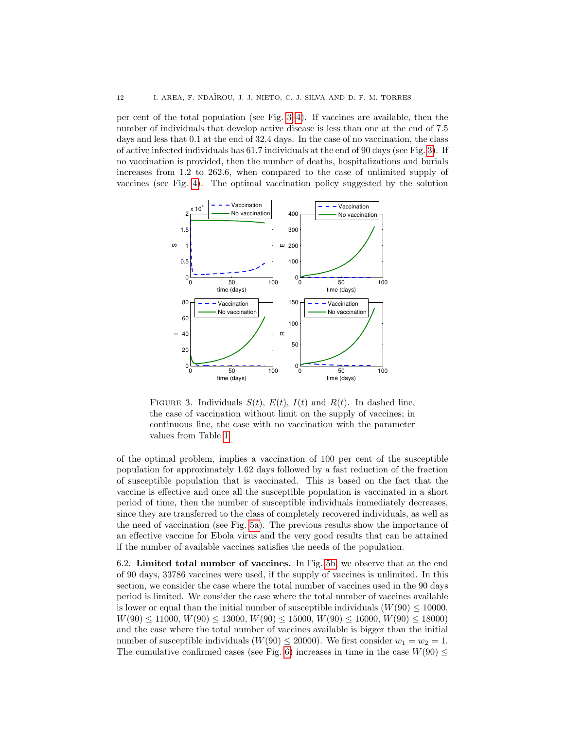per cent of the total population (see Fig. 3–4). If vaccines are available, then the number of individuals that develop active disease is less than one at the end of 7.5 days and less that 0.1 at the end of 32.4 days. In the case of no vaccination, the class of active infected individuals has 61.7 individuals at the end of 90 days (see Fig. 3). If no vaccination is provided, then the number of deaths, hospitalizations and burials increases from 1.2 to 262.6, when compared to the case of unlimited supply of vaccines (see Fig. 4). The optimal vaccination policy suggested by the solution

FIGURE 3. Individuals $S(t)$, $E(t)$, $I(t)$ and $R(t)$. In dashed line, the case of vaccination without limit on the supply of vaccines; in continuous line, the case with no vaccination with the parameter values from Table 1.

of the optimal problem, implies a vaccination of 100 per cent of the susceptible population for approximately 1.62 days followed by a fast reduction of the fraction of susceptible population that is vaccinated. This is based on the fact that the vaccine is effective and once all the susceptible population is vaccinated in a short period of time, then the number of susceptible individuals immediately decreases, since they are transferred to the class of completely recovered individuals, as well as the need of vaccination (see Fig. 5a). The previous results show the importance of an effective vaccine for Ebola virus and the very good results that can be attained if the number of available vaccines satisfies the needs of the population.

6.2. **Limited total number of vaccines.** In Fig. 5b, we observe that at the end of 90 days, 33786 vaccines were used, if the supply of vaccines is unlimited. In this section, we consider the case where the total number of vaccines used in the 90 days period is limited. We consider the case where the total number of vaccines available is lower or equal than the initial number of susceptible individuals ($W(90) \leq 10000$, $W(90) \leq 11000$, $W(90) \leq 13000$, $W(90) \leq 15000$, $W(90) \leq 16000$, $W(90) \leq 18000$) and the case where the total number of vaccines available is bigger than the initial number of susceptible individuals ($W(90) \leq 20000$). We first consider $w_1 = w_2 = 1$. The cumulative confirmed cases (see Fig. 6) increases in time in the case $W(90) \leq$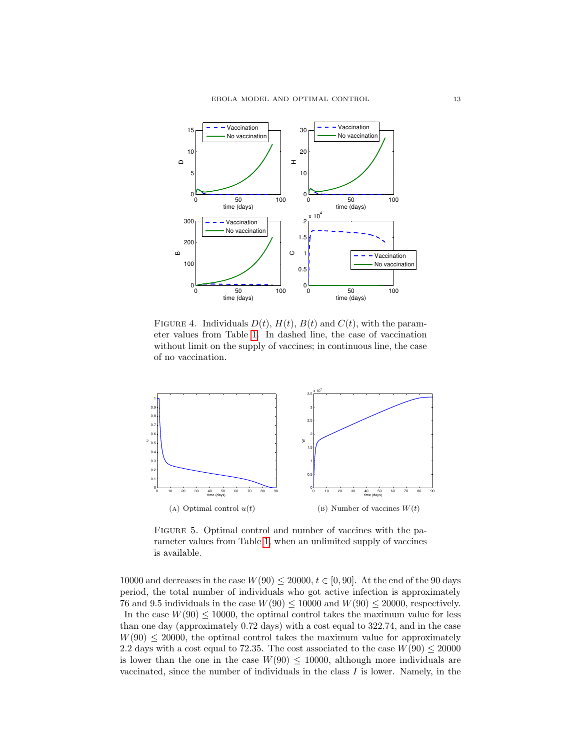FIGURE 4. Individuals $D(t)$, $H(t)$, $B(t)$ and $C(t)$, with the parameter values from Table 1. In dashed line, the case of vaccination without limit on the supply of vaccines; in continuous line, the case of no vaccination.

(A) Optimal control $u(t)$

(B) Number of vaccines $W(t)$

FIGURE 5. Optimal control and number of vaccines with the parameter values from Table 1, when an unlimited supply of vaccines is available.

10000 and decreases in the case $W(90) \leq 20000$, $t \in [0, 90]$. At the end of the 90 days period, the total number of individuals who got active infection is approximately 76 and 9.5 individuals in the case $W(90) \leq 10000$ and $W(90) \leq 20000$, respectively. In the case $W(90) \leq 10000$, the optimal control takes the maximum value for less than one day (approximately 0.72 days) with a cost equal to 322.74, and in the case $W(90) \leq 20000$, the optimal control takes the maximum value for approximately 2.2 days with a cost equal to 72.35. The cost associated to the case $W(90) \leq 20000$ is lower than the one in the case $W(90) \leq 10000$, although more individuals are vaccinated, since the number of individuals in the class $I$ is lower. Namely, in the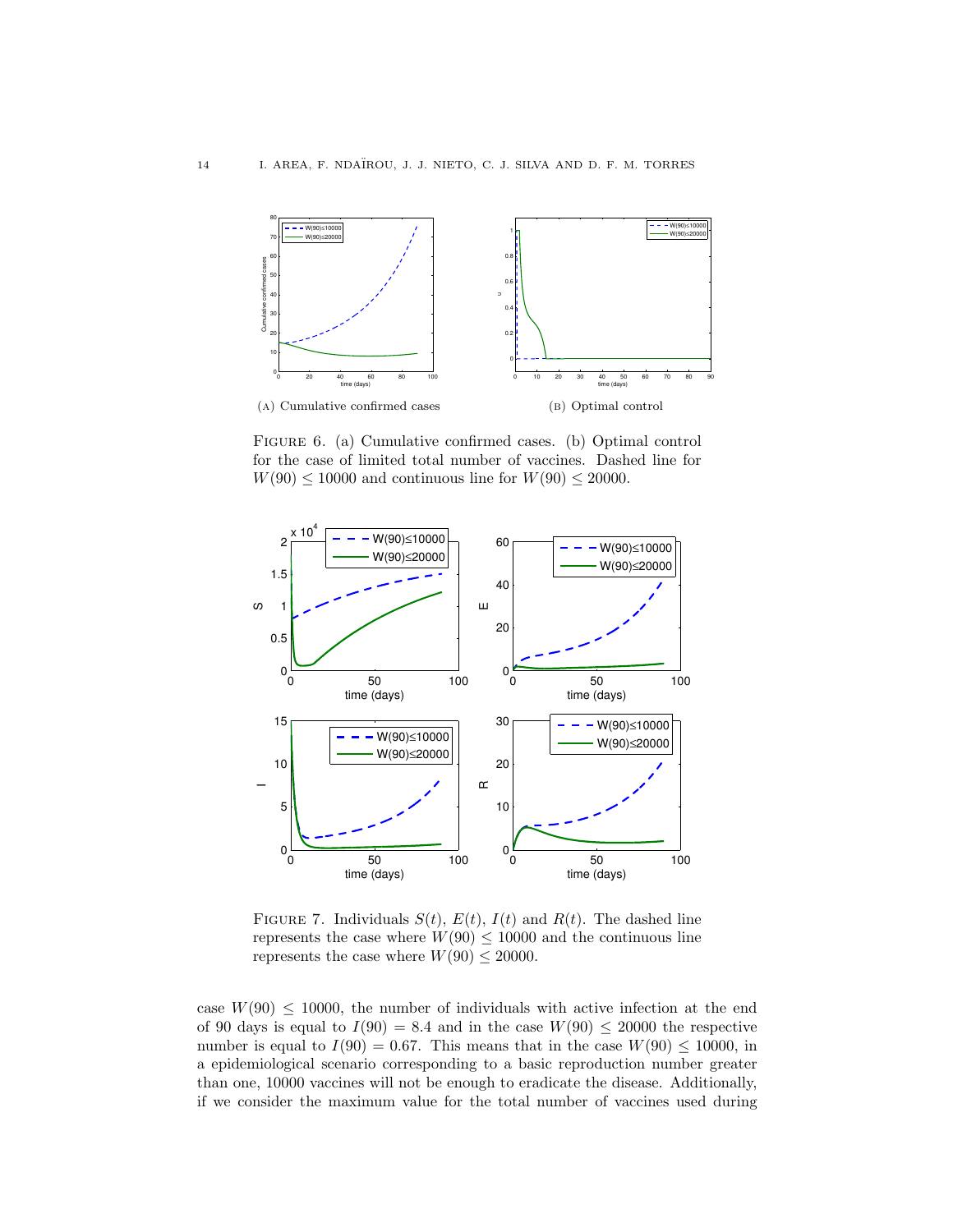(a) Cumulative confirmed cases

(b) Optimal control

Figure 6. (a) Cumulative confirmed cases. (b) Optimal control for the case of limited total number of vaccines. Dashed line for $W(90) \leq 10000$ and continuous line for $W(90) \leq 20000$.

Figure 7. Individuals $S(t)$, $E(t)$, $I(t)$ and $R(t)$. The dashed line represents the case where $W(90) \leq 10000$ and the continuous line represents the case where $W(90) \leq 20000$.

case $W(90) \leq 10000$, the number of individuals with active infection at the end of 90 days is equal to $I(90) = 8.4$ and in the case $W(90) \leq 20000$ the respective number is equal to $I(90) = 0.67$. This means that in the case $W(90) \leq 10000$, in a epidemiological scenario corresponding to a basic reproduction number greater than one, 10000 vaccines will not be enough to eradicate the disease. Additionally, if we consider the maximum value for the total number of vaccines used during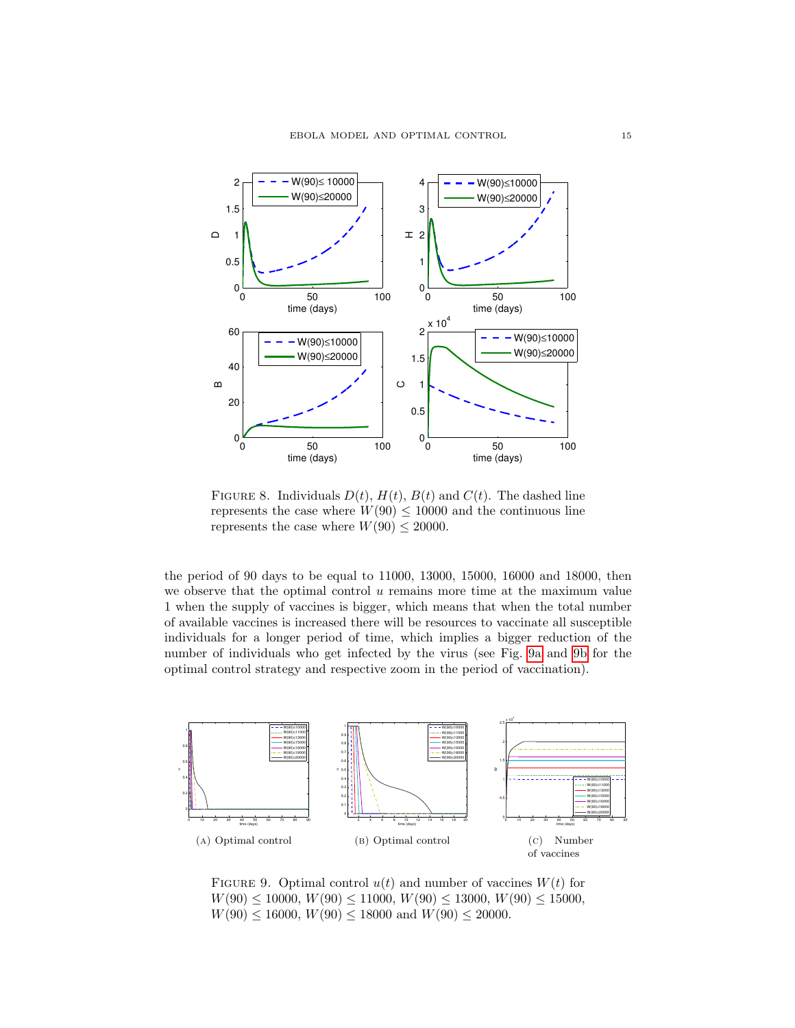FIGURE 8. Individuals $D(t)$, $H(t)$, $B(t)$ and $C(t)$. The dashed line represents the case where $W(90) \leq 10000$ and the continuous line represents the case where $W(90) \leq 20000$.

the period of 90 days to be equal to 11000, 13000, 15000, 16000 and 18000, then we observe that the optimal control $u$ remains more time at the maximum value 1 when the supply of vaccines is bigger, which means that when the total number of available vaccines is increased there will be resources to vaccinate all susceptible individuals for a longer period of time, which implies a bigger reduction of the number of individuals who get infected by the virus (see Fig. 9a and 9b for the optimal control strategy and respective zoom in the period of vaccination).

(A) Optimal control

(B) Optimal control

(C) Number of vaccines

FIGURE 9. Optimal control $u(t)$ and number of vaccines $W(t)$ for $W(90) \leq 10000$, $W(90) \leq 11000$, $W(90) \leq 13000$, $W(90) \leq 15000$, $W(90) \leq 16000$, $W(90) \leq 18000$ and $W(90) \leq 20000$.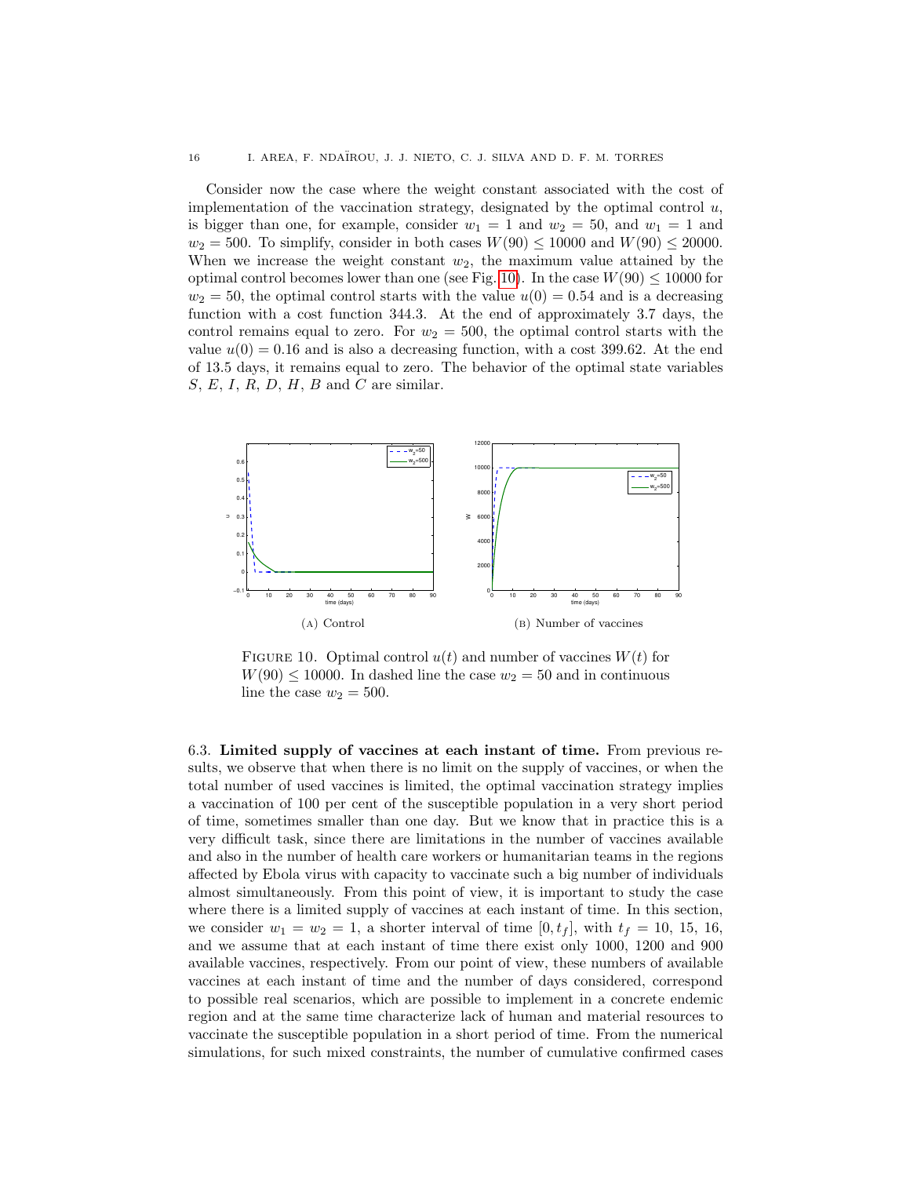Consider now the case where the weight constant associated with the cost of implementation of the vaccination strategy, designated by the optimal control $u$, is bigger than one, for example, consider $w_1 = 1$ and $w_2 = 50$, and $w_1 = 1$ and $w_2 = 500$. To simplify, consider in both cases $W(90) \leq 10000$ and $W(90) \leq 20000$. When we increase the weight constant $w_2$, the maximum value attained by the optimal control becomes lower than one (see Fig. 10). In the case $W(90) \leq 10000$ for $w_2 = 50$, the optimal control starts with the value $u(0) = 0.54$ and is a decreasing function with a cost function 344.3. At the end of approximately 3.7 days, the control remains equal to zero. For $w_2 = 500$, the optimal control starts with the value $u(0) = 0.16$ and is also a decreasing function, with a cost 399.62. At the end of 13.5 days, it remains equal to zero. The behavior of the optimal state variables $S$, $E$, $I$, $R$, $D$, $H$, $B$ and $C$ are similar.

(A) Control

(B) Number of vaccines

FIGURE 10. Optimal control $u(t)$ and number of vaccines $W(t)$ for $W(90) \leq 10000$. In dashed line the case $w_2 = 50$ and in continuous line the case $w_2 = 500$.

6.3. **Limited supply of vaccines at each instant of time.** From previous results, we observe that when there is no limit on the supply of vaccines, or when the total number of used vaccines is limited, the optimal vaccination strategy implies a vaccination of 100 per cent of the susceptible population in a very short period of time, sometimes smaller than one day. But we know that in practice this is a very difficult task, since there are limitations in the number of vaccines available and also in the number of health care workers or humanitarian teams in the regions affected by Ebola virus with capacity to vaccinate such a big number of individuals almost simultaneously. From this point of view, it is important to study the case where there is a limited supply of vaccines at each instant of time. In this section, we consider $w_1 = w_2 = 1$, a shorter interval of time $[0, t_f]$, with $t_f = 10$, 15, 16, and we assume that at each instant of time there exist only 1000, 1200 and 900 available vaccines, respectively. From our point of view, these numbers of available vaccines at each instant of time and the number of days considered, correspond to possible real scenarios, which are possible to implement in a concrete endemic region and at the same time characterize lack of human and material resources to vaccinate the susceptible population in a short period of time. From the numerical simulations, for such mixed constraints, the number of cumulative confirmed cases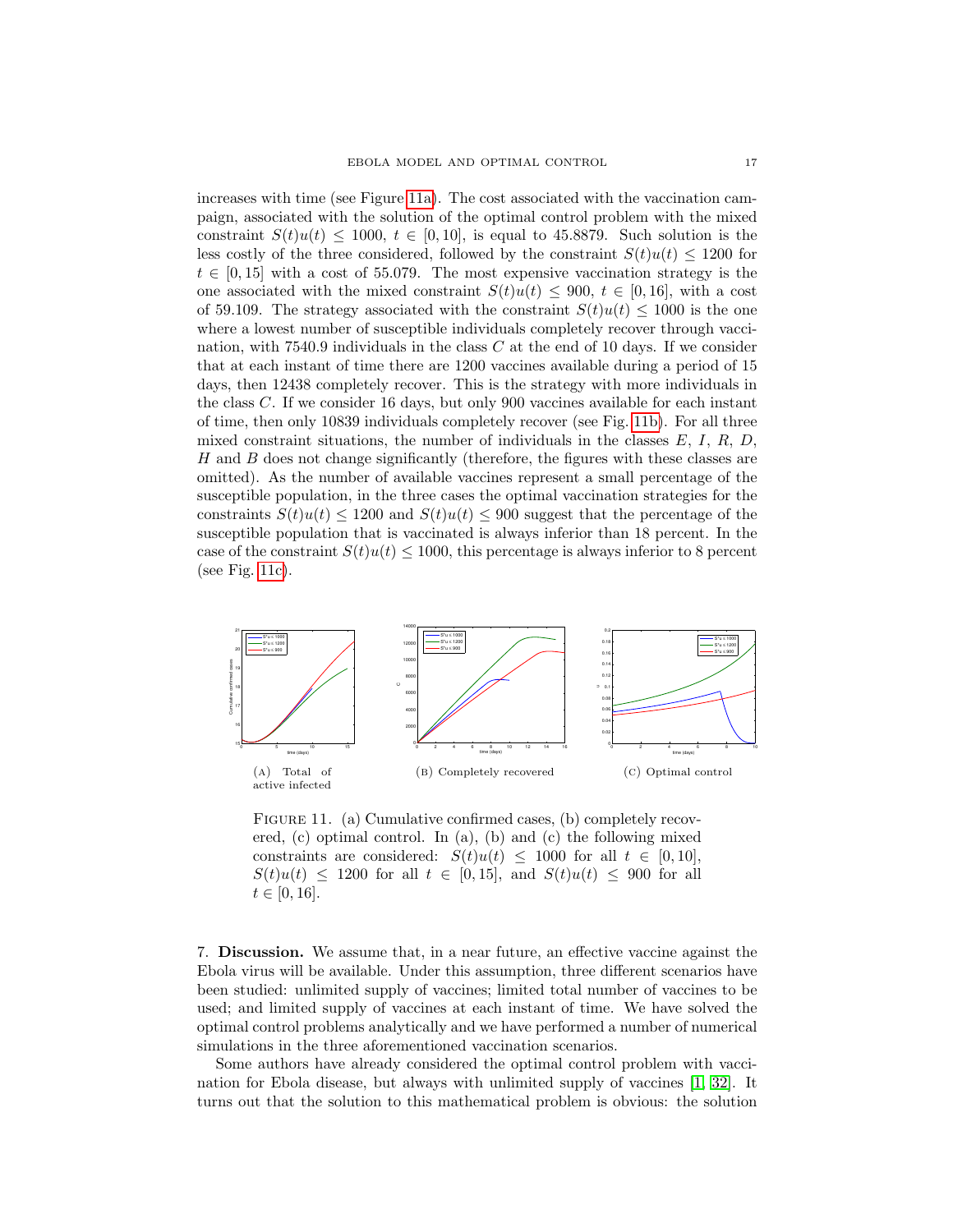increases with time (see Figure 11a). The cost associated with the vaccination campaign, associated with the solution of the optimal control problem with the mixed constraint $S(t)u(t) \leq 1000$, $t \in [0, 10]$, is equal to 45.8879. Such solution is the less costly of the three considered, followed by the constraint $S(t)u(t) \leq 1200$ for $t \in [0, 15]$ with a cost of 55.079. The most expensive vaccination strategy is the one associated with the mixed constraint $S(t)u(t) \leq 900$, $t \in [0, 16]$, with a cost of 59.109. The strategy associated with the constraint $S(t)u(t) \leq 1000$ is the one where a lowest number of susceptible individuals completely recover through vaccination, with 7540.9 individuals in the class $C$ at the end of 10 days. If we consider that at each instant of time there are 1200 vaccines available during a period of 15 days, then 12438 completely recover. This is the strategy with more individuals in the class $C$. If we consider 16 days, but only 900 vaccines available for each instant of time, then only 10839 individuals completely recover (see Fig. 11b). For all three mixed constraint situations, the number of individuals in the classes $E$, $I$, $R$, $D$, $H$ and $B$ does not change significantly (therefore, the figures with these classes are omitted). As the number of available vaccines represent a small percentage of the susceptible population, in the three cases the optimal vaccination strategies for the constraints $S(t)u(t) \leq 1200$ and $S(t)u(t) \leq 900$ suggest that the percentage of the susceptible population that is vaccinated is always inferior than 18 percent. In the case of the constraint $S(t)u(t) \leq 1000$, this percentage is always inferior to 8 percent (see Fig. 11c).

(A) Total of active infected

(B) Completely recovered

(C) Optimal control

FIGURE 11. (a) Cumulative confirmed cases, (b) completely recovered, (c) optimal control. In (a), (b) and (c) the following mixed constraints are considered: $S(t)u(t) \leq 1000$ for all $t \in [0, 10]$, $S(t)u(t) \leq 1200$ for all $t \in [0, 15]$, and $S(t)u(t) \leq 900$ for all $t \in [0, 16]$.

## 7. Discussion.

We assume that, in a near future, an effective vaccine against the Ebola virus will be available. Under this assumption, three different scenarios have been studied: unlimited supply of vaccines; limited total number of vaccines to be used; and limited supply of vaccines at each instant of time. We have solved the optimal control problems analytically and we have performed a number of numerical simulations in the three aforementioned vaccination scenarios.

Some authors have already considered the optimal control problem with vaccination for Ebola disease, but always with unlimited supply of vaccines [1, 32]. It turns out that the solution to this mathematical problem is obvious: the solution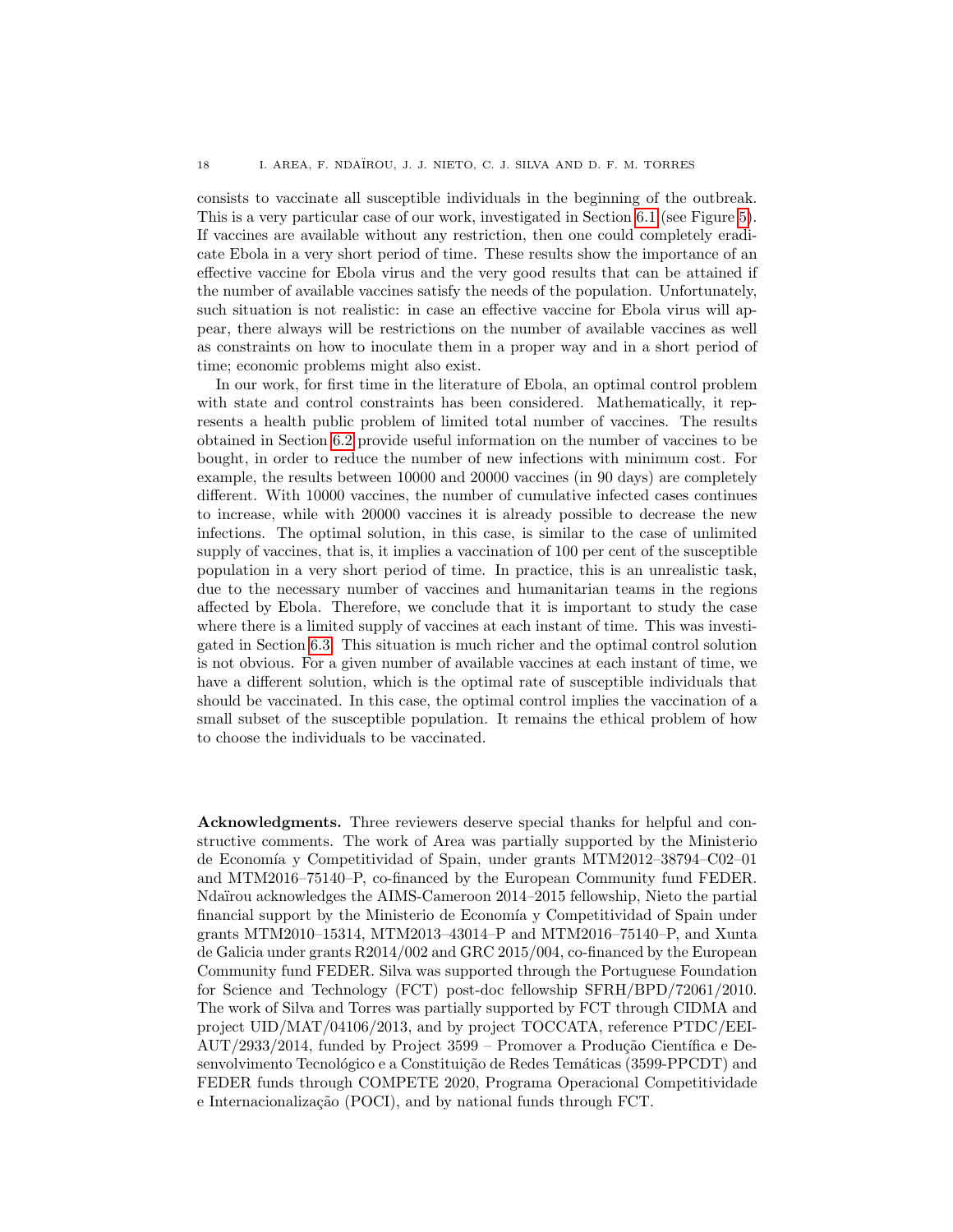consists to vaccinate all susceptible individuals in the beginning of the outbreak. This is a very particular case of our work, investigated in Section 6.1 (see Figure 5). If vaccines are available without any restriction, then one could completely eradicate Ebola in a very short period of time. These results show the importance of an effective vaccine for Ebola virus and the very good results that can be attained if the number of available vaccines satisfy the needs of the population. Unfortunately, such situation is not realistic: in case an effective vaccine for Ebola virus will appear, there always will be restrictions on the number of available vaccines as well as constraints on how to inoculate them in a proper way and in a short period of time; economic problems might also exist.

In our work, for first time in the literature of Ebola, an optimal control problem with state and control constraints has been considered. Mathematically, it represents a health public problem of limited total number of vaccines. The results obtained in Section 6.2 provide useful information on the number of vaccines to be bought, in order to reduce the number of new infections with minimum cost. For example, the results between 10000 and 20000 vaccines (in 90 days) are completely different. With 10000 vaccines, the number of cumulative infected cases continues to increase, while with 20000 vaccines it is already possible to decrease the new infections. The optimal solution, in this case, is similar to the case of unlimited supply of vaccines, that is, it implies a vaccination of 100 per cent of the susceptible population in a very short period of time. In practice, this is an unrealistic task, due to the necessary number of vaccines and humanitarian teams in the regions affected by Ebola. Therefore, we conclude that it is important to study the case where there is a limited supply of vaccines at each instant of time. This was investigated in Section 6.3. This situation is much richer and the optimal control solution is not obvious. For a given number of available vaccines at each instant of time, we have a different solution, which is the optimal rate of susceptible individuals that should be vaccinated. In this case, the optimal control implies the vaccination of a small subset of the susceptible population. It remains the ethical problem of how to choose the individuals to be vaccinated.

**Acknowledgments.** Three reviewers deserve special thanks for helpful and constructive comments. The work of Area was partially supported by the Ministerio de Economía y Competitividad of Spain, under grants MTM2012–38794–C02–01 and MTM2016–75140–P, co-financed by the European Community fund FEDER. Ndaïrou acknowledges the AIMS-Cameroon 2014–2015 fellowship, Nieto the partial financial support by the Ministerio de Economía y Competitividad of Spain under grants MTM2010–15314, MTM2013–43014–P and MTM2016–75140–P, and Xunta de Galicia under grants R2014/002 and GRC 2015/004, co-financed by the European Community fund FEDER. Silva was supported through the Portuguese Foundation for Science and Technology (FCT) post-doc fellowship SFRH/BPD/72061/2010. The work of Silva and Torres was partially supported by FCT through CIDMA and project UID/MAT/04106/2013, and by project TOCCATA, reference PTDC/EEI-AUT/2933/2014, funded by Project 3599 – Promover a Produção Científica e Desenvolvimento Tecnológico e a Constituição de Redes Temáticas (3599-PPCDT) and FEDER funds through COMPETE 2020, Programa Operacional Competitividade e Internacionalização (POCI), and by national funds through FCT.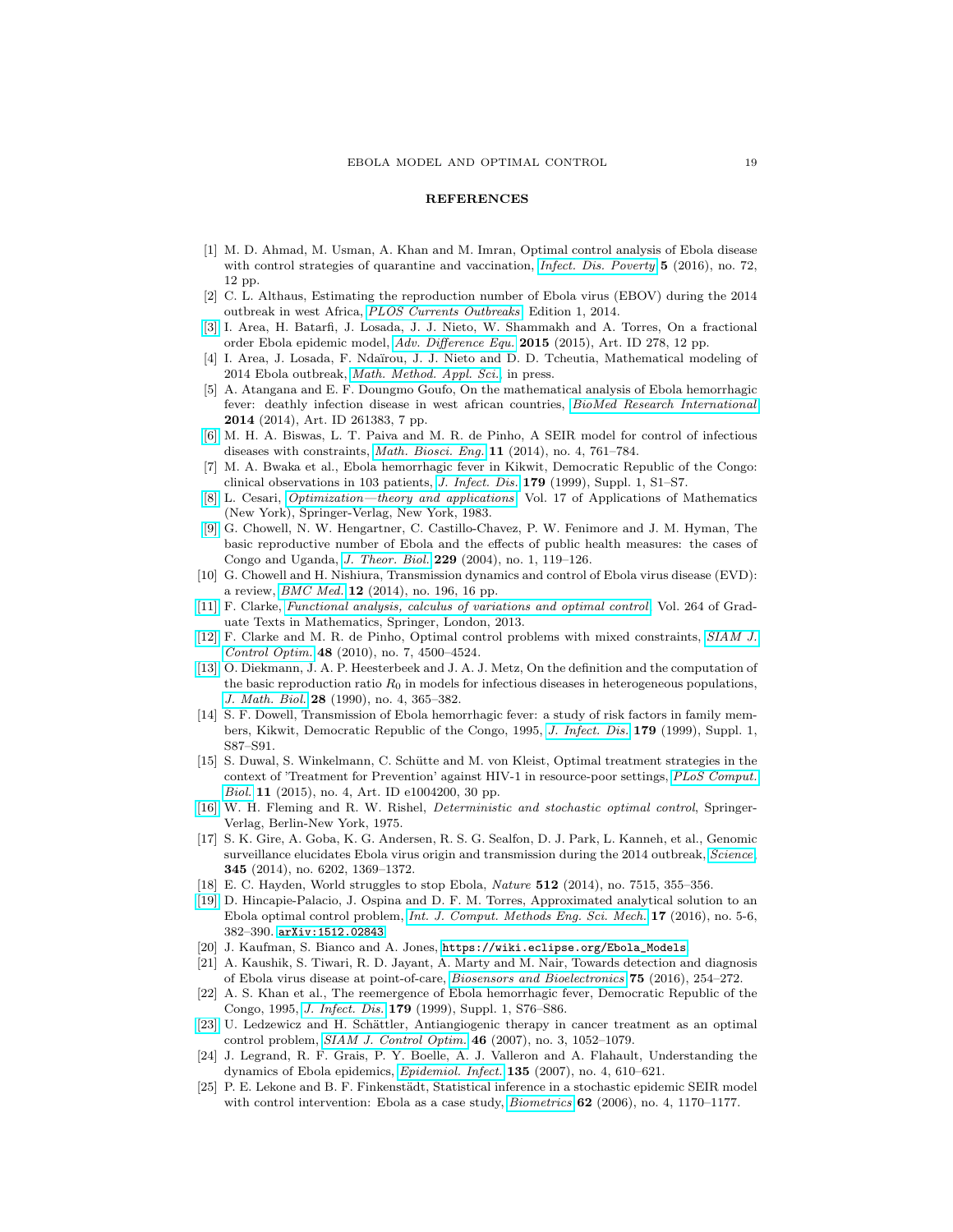## REFERENCES

[1] M. D. Ahmad, M. Usman, A. Khan and M. Imran, Optimal control analysis of Ebola disease with control strategies of quarantine and vaccination, *Infect. Dis. Poverty* **5** (2016), no. 72, 12 pp.

[2] C. L. Althaus, Estimating the reproduction number of Ebola virus (EBOV) during the 2014 outbreak in west Africa, *PLOS Currents Outbreaks*, Edition 1, 2014.

[3] I. Area, H. Batarfi, J. Losada, J. J. Nieto, W. Shammakh and A. Torres, On a fractional order Ebola epidemic model, *Adv. Difference Equ.* **2015** (2015), Art. ID 278, 12 pp.

[4] I. Area, J. Losada, F. Ndaïrou, J. J. Nieto and D. D. Tcheutia, Mathematical modeling of 2014 Ebola outbreak, *Math. Method. Appl. Sci.*, in press.

[5] A. Atangana and E. F. Doungmo Goufo, On the mathematical analysis of Ebola hemorrhagic fever: deathly infection disease in west african countries, *BioMed Research International* **2014** (2014), Art. ID 261383, 7 pp.

[6] M. H. A. Biswas, L. T. Paiva and M. R. de Pinho, A SEIR model for control of infectious diseases with constraints, *Math. Biosci. Eng.* **11** (2014), no. 4, 761–784.

[7] M. A. Bwaka et al., Ebola hemorrhagic fever in Kikwit, Democratic Republic of the Congo: clinical observations in 103 patients, *J. Infect. Dis.* **179** (1999), Suppl. 1, S1–S7.

[8] L. Cesari, *Optimization—theory and applications*, Vol. 17 of Applications of Mathematics (New York), Springer-Verlag, New York, 1983.

[9] G. Chowell, N. W. Hengartner, C. Castillo-Chavez, P. W. Fenimore and J. M. Hyman, The basic reproductive number of Ebola and the effects of public health measures: the cases of Congo and Uganda, *J. Theor. Biol.* **229** (2004), no. 1, 119–126.

[10] G. Chowell and H. Nishiura, Transmission dynamics and control of Ebola virus disease (EVD): a review, *BMC Med.* **12** (2014), no. 196, 16 pp.

[11] F. Clarke, *Functional analysis, calculus of variations and optimal control*, Vol. 264 of Graduate Texts in Mathematics, Springer, London, 2013.

[12] F. Clarke and M. R. de Pinho, Optimal control problems with mixed constraints, *SIAM J. Control Optim.* **48** (2010), no. 7, 4500–4524.

[13] O. Diekmann, J. A. P. Heesterbeek and J. A. J. Metz, On the definition and the computation of the basic reproduction ratio $R_0$ in models for infectious diseases in heterogeneous populations, *J. Math. Biol.* **28** (1990), no. 4, 365–382.

[14] S. F. Dowell, Transmission of Ebola hemorrhagic fever: a study of risk factors in family members, Kikwit, Democratic Republic of the Congo, 1995, *J. Infect. Dis.* **179** (1999), Suppl. 1, S87–S91.

[15] S. Duwal, S. Winkelmann, C. Schütte and M. von Kleist, Optimal treatment strategies in the context of 'Treatment for Prevention' against HIV-1 in resource-poor settings, *PLoS Comput. Biol.* **11** (2015), no. 4, Art. ID e1004200, 30 pp.

[16] W. H. Fleming and R. W. Rishel, *Deterministic and stochastic optimal control*, Springer-Verlag, Berlin-New York, 1975.

[17] S. K. Gire, A. Goba, K. G. Andersen, R. S. G. Sealfon, D. J. Park, L. Kanneh, et al., Genomic surveillance elucidates Ebola virus origin and transmission during the 2014 outbreak, *Science* **345** (2014), no. 6202, 1369–1372.

[18] E. C. Hayden, World struggles to stop Ebola, *Nature* **512** (2014), no. 7515, 355–356.

[19] D. Hincapie-Palacio, J. Ospina and D. F. M. Torres, Approximated analytical solution to an Ebola optimal control problem, *Int. J. Comput. Methods Eng. Sci. Mech.* **17** (2016), no. 5-6, 382–390. arXiv:1512.02843

[20] J. Kaufman, S. Bianco and A. Jones, https://wiki.eclipse.org/Ebola_Models

[21] A. Kaushik, S. Tiwari, R. D. Jayant, A. Marty and M. Nair, Towards detection and diagnosis of Ebola virus disease at point-of-care, *Biosensors and Bioelectronics* **75** (2016), 254–272.

[22] A. S. Khan et al., The reemergence of Ebola hemorrhagic fever, Democratic Republic of the Congo, 1995, *J. Infect. Dis.* **179** (1999), Suppl. 1, S76–S86.

[23] U. Ledzewicz and H. Schättler, Antiangiogenic therapy in cancer treatment as an optimal control problem, *SIAM J. Control Optim.* **46** (2007), no. 3, 1052–1079.

[24] J. Legrand, R. F. Grais, P. Y. Boelle, A. J. Valleron and A. Flahault, Understanding the dynamics of Ebola epidemics, *Epidemiol. Infect.* **135** (2007), no. 4, 610–621.

[25] P. E. Lekone and B. F. Finkenstädt, Statistical inference in a stochastic epidemic SEIR model with control intervention: Ebola as a case study, *Biometrics* **62** (2006), no. 4, 1170–1177.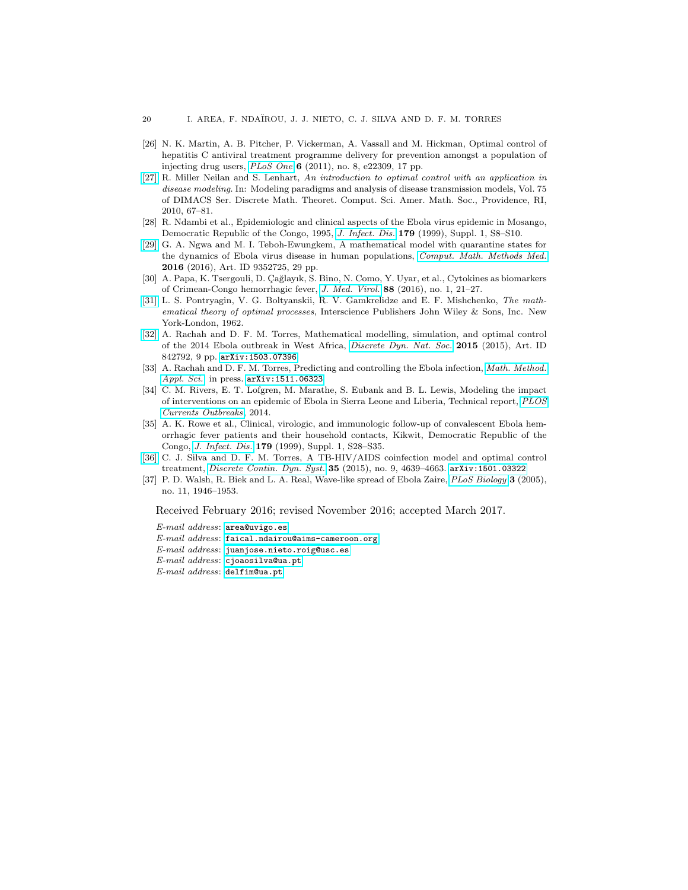[26] N. K. Martin, A. B. Pitcher, P. Vickerman, A. Vassall and M. Hickman, Optimal control of hepatitis C antiviral treatment programme delivery for prevention amongst a population of injecting drug users, *PLoS One* **6** (2011), no. 8, e22309, 17 pp.

[27] R. Miller Neilan and S. Lenhart, *An introduction to optimal control with an application in disease modeling*. In: Modeling paradigms and analysis of disease transmission models, Vol. 75 of DIMACS Ser. Discrete Math. Theoret. Comput. Sci. Amer. Math. Soc., Providence, RI, 2010, 67–81.

[28] R. Ndambi et al., Epidemiologic and clinical aspects of the Ebola virus epidemic in Mosango, Democratic Republic of the Congo, 1995, *J. Infect. Dis.* **179** (1999), Suppl. 1, S8–S10.

[29] G. A. Ngwa and M. I. Teboh-Ewungkem, A mathematical model with quarantine states for the dynamics of Ebola virus disease in human populations, *Comput. Math. Methods Med.* **2016** (2016), Art. ID 9352725, 29 pp.

[30] A. Papa, K. Tsergouli, D. Çağlayık, S. Bino, N. Como, Y. Uyar, et al., Cytokines as biomarkers of Crimean-Congo hemorrhagic fever, *J. Med. Virol.* **88** (2016), no. 1, 21–27.

[31] L. S. Pontryagin, V. G. Boltyanskii, R. V. Gamkrelidze and E. F. Mishchenko, *The mathematical theory of optimal processes*, Interscience Publishers John Wiley & Sons, Inc. New York-London, 1962.

[32] A. Rachah and D. F. M. Torres, Mathematical modelling, simulation, and optimal control of the 2014 Ebola outbreak in West Africa, *Discrete Dyn. Nat. Soc.* **2015** (2015), Art. ID 842792, 9 pp. arXiv:1503.07396

[33] A. Rachah and D. F. M. Torres, Predicting and controlling the Ebola infection, *Math. Method. Appl. Sci.* in press. arXiv:1511.06323

[34] C. M. Rivers, E. T. Lofgren, M. Marathe, S. Eubank and B. L. Lewis, Modeling the impact of interventions on an epidemic of Ebola in Sierra Leone and Liberia, Technical report, *PLOS Currents Outbreaks*, 2014.

[35] A. K. Rowe et al., Clinical, virologic, and immunologic follow-up of convalescent Ebola hemorrhagic fever patients and their household contacts, Kikwit, Democratic Republic of the Congo, *J. Infect. Dis.* **179** (1999), Suppl. 1, S28–S35.

[36] C. J. Silva and D. F. M. Torres, A TB-HIV/AIDS coinfection model and optimal control treatment, *Discrete Contin. Dyn. Syst.* **35** (2015), no. 9, 4639–4663. arXiv:1501.03322

[37] P. D. Walsh, R. Biek and L. A. Real, Wave-like spread of Ebola Zaire, *PLoS Biology* **3** (2005), no. 11, 1946–1953.

Received February 2016; revised November 2016; accepted March 2017.

*E-mail address*: area@uvigo.es
*E-mail address*: faical.ndairou@aims-cameroon.org
*E-mail address*: juanjose.nieto.roig@usc.es
*E-mail address*: cjoaosilva@ua.pt
*E-mail address*: delfim@ua.pt